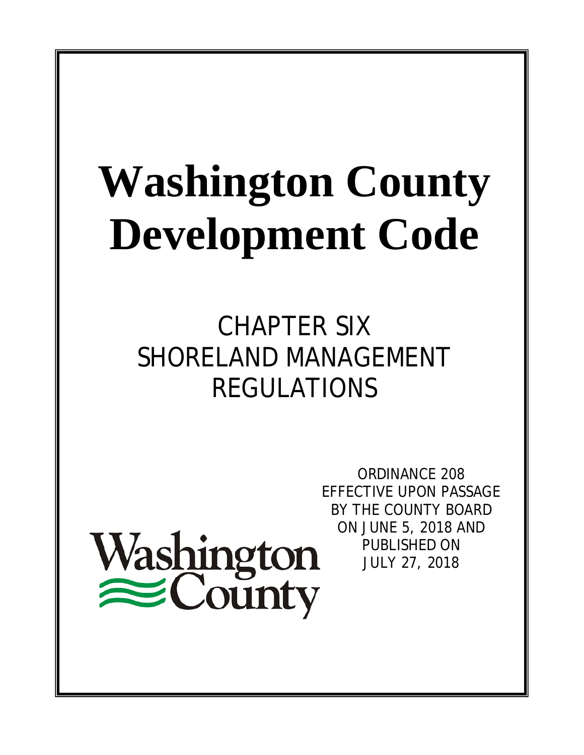# Washington County Development Code

## CHAPTER SIX
## SHORELAND MANAGEMENT REGULATIONS

ORDINANCE 208
EFFECTIVE UPON PASSAGE
BY THE COUNTY BOARD
ON JUNE 5, 2018 AND
PUBLISHED ON
JULY 27, 2018

Washington County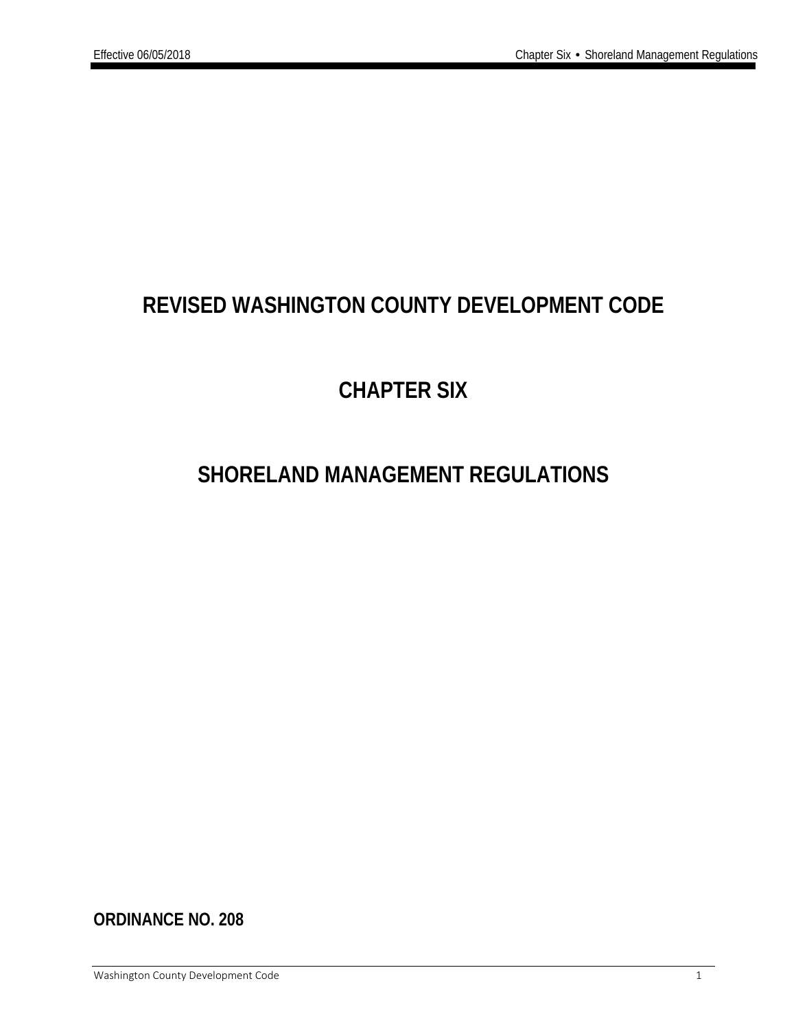# REVISED WASHINGTON COUNTY DEVELOPMENT CODE

# CHAPTER SIX

# SHORELAND MANAGEMENT REGULATIONS

**ORDINANCE NO. 208**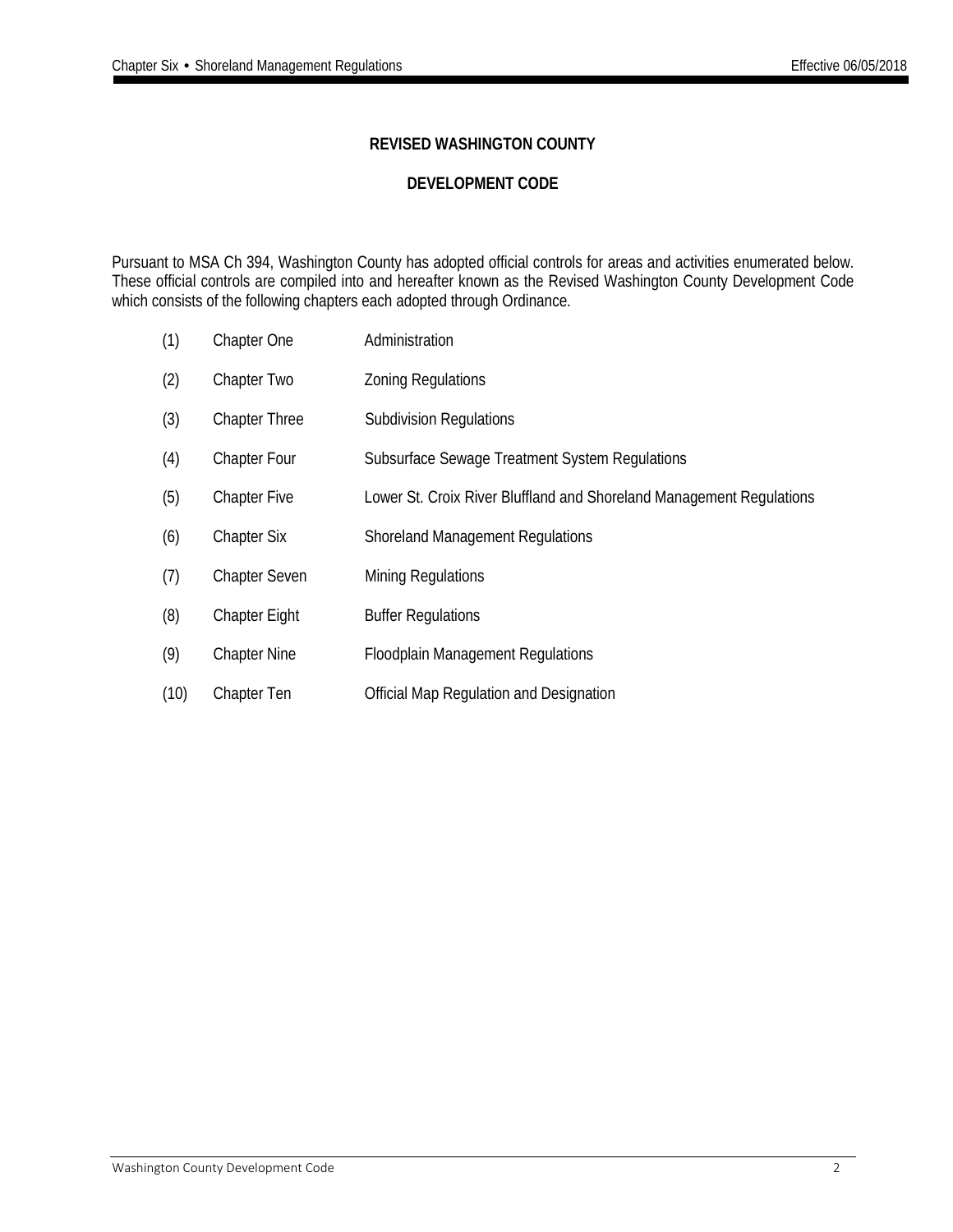# REVISED WASHINGTON COUNTY

# DEVELOPMENT CODE

Pursuant to MSA Ch 394, Washington County has adopted official controls for areas and activities enumerated below. These official controls are compiled into and hereafter known as the Revised Washington County Development Code which consists of the following chapters each adopted through Ordinance.

| | | |
|---|---|---|
| (1) | Chapter One | Administration |
| (2) | Chapter Two | Zoning Regulations |
| (3) | Chapter Three | Subdivision Regulations |
| (4) | Chapter Four | Subsurface Sewage Treatment System Regulations |
| (5) | Chapter Five | Lower St. Croix River Bluffland and Shoreland Management Regulations |
| (6) | Chapter Six | Shoreland Management Regulations |
| (7) | Chapter Seven | Mining Regulations |
| (8) | Chapter Eight | Buffer Regulations |
| (9) | Chapter Nine | Floodplain Management Regulations |
| (10) | Chapter Ten | Official Map Regulation and Designation |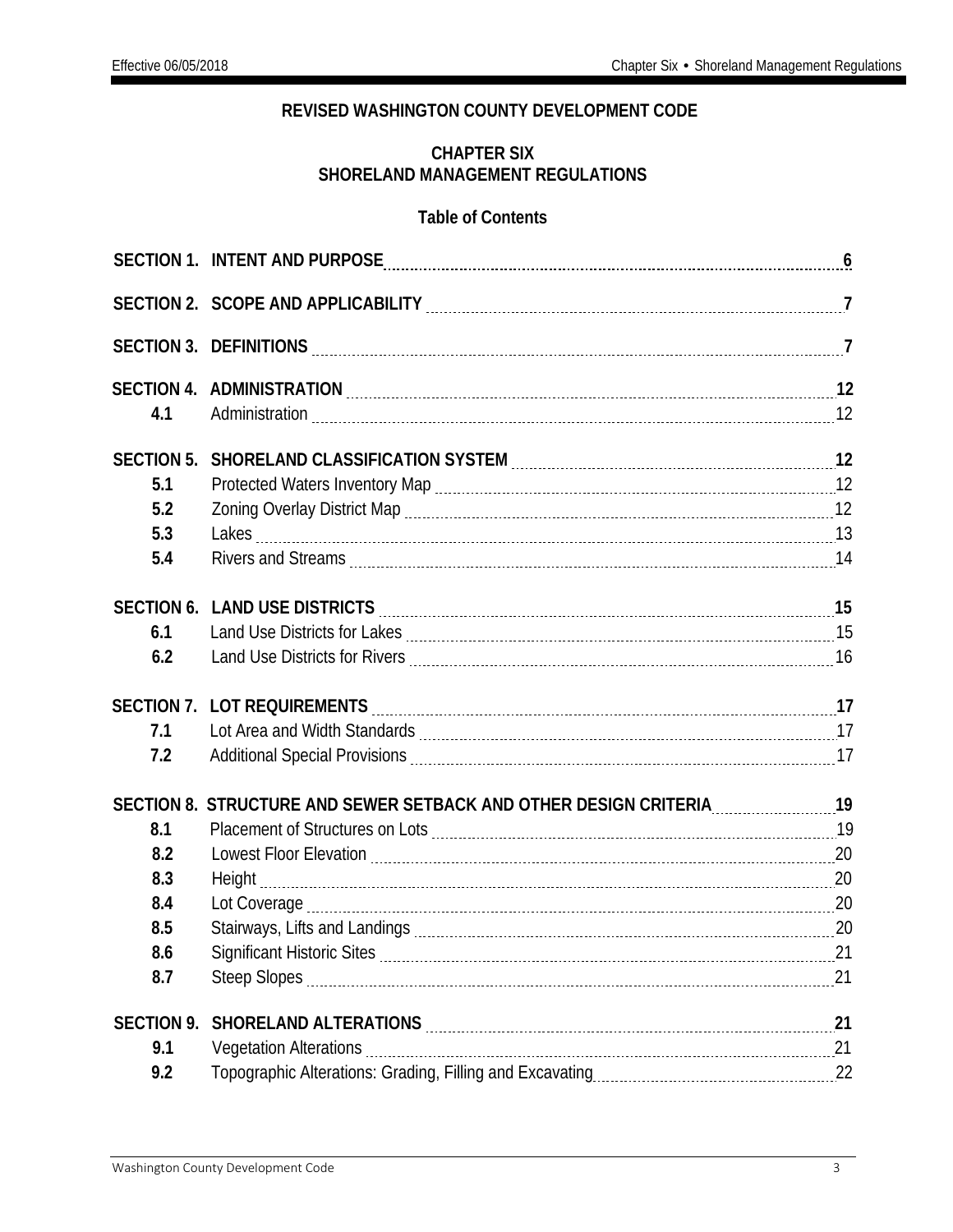**REVISED WASHINGTON COUNTY DEVELOPMENT CODE**

# CHAPTER SIX
# SHORELAND MANAGEMENT REGULATIONS

## Table of Contents

| | | |
|---|---|---|
| **SECTION 1.** | **INTENT AND PURPOSE** | **6** |
| **SECTION 2.** | **SCOPE AND APPLICABILITY** | **7** |
| **SECTION 3.** | **DEFINITIONS** | **7** |
| **SECTION 4.** | **ADMINISTRATION** | **12** |
| **4.1** | Administration | 12 |
| **SECTION 5.** | **SHORELAND CLASSIFICATION SYSTEM** | **12** |
| **5.1** | Protected Waters Inventory Map | 12 |
| **5.2** | Zoning Overlay District Map | 12 |
| **5.3** | Lakes | 13 |
| **5.4** | Rivers and Streams | 14 |
| **SECTION 6.** | **LAND USE DISTRICTS** | **15** |
| **6.1** | Land Use Districts for Lakes | 15 |
| **6.2** | Land Use Districts for Rivers | 16 |
| **SECTION 7.** | **LOT REQUIREMENTS** | **17** |
| **7.1** | Lot Area and Width Standards | 17 |
| **7.2** | Additional Special Provisions | 17 |
| **SECTION 8.** | **STRUCTURE AND SEWER SETBACK AND OTHER DESIGN CRITERIA** | **19** |
| **8.1** | Placement of Structures on Lots | 19 |
| **8.2** | Lowest Floor Elevation | 20 |
| **8.3** | Height | 20 |
| **8.4** | Lot Coverage | 20 |
| **8.5** | Stairways, Lifts and Landings | 20 |
| **8.6** | Significant Historic Sites | 21 |
| **8.7** | Steep Slopes | 21 |
| **SECTION 9.** | **SHORELAND ALTERATIONS** | **21** |
| **9.1** | Vegetation Alterations | 21 |
| **9.2** | Topographic Alterations: Grading, Filling and Excavating | 22 |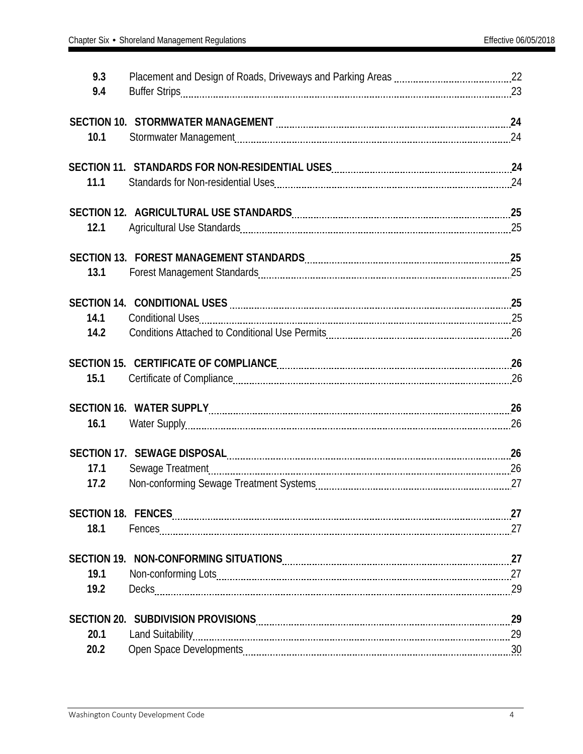| | | |
|---|---|---|
| **9.3** | Placement and Design of Roads, Driveways and Parking Areas | 22 |
| **9.4** | Buffer Strips | 23 |
| **SECTION 10.** | **STORMWATER MANAGEMENT** | **24** |
| **10.1** | Stormwater Management | 24 |
| **SECTION 11.** | **STANDARDS FOR NON-RESIDENTIAL USES** | **24** |
| **11.1** | Standards for Non-residential Uses | 24 |
| **SECTION 12.** | **AGRICULTURAL USE STANDARDS** | **25** |
| **12.1** | Agricultural Use Standards | 25 |
| **SECTION 13.** | **FOREST MANAGEMENT STANDARDS** | **25** |
| **13.1** | Forest Management Standards | 25 |
| **SECTION 14.** | **CONDITIONAL USES** | **25** |
| **14.1** | Conditional Uses | 25 |
| **14.2** | Conditions Attached to Conditional Use Permits | 26 |
| **SECTION 15.** | **CERTIFICATE OF COMPLIANCE** | **26** |
| **15.1** | Certificate of Compliance | 26 |
| **SECTION 16.** | **WATER SUPPLY** | **26** |
| **16.1** | Water Supply | 26 |
| **SECTION 17.** | **SEWAGE DISPOSAL** | **26** |
| **17.1** | Sewage Treatment | 26 |
| **17.2** | Non-conforming Sewage Treatment Systems | 27 |
| **SECTION 18.** | **FENCES** | **27** |
| **18.1** | Fences | 27 |
| **SECTION 19.** | **NON-CONFORMING SITUATIONS** | **27** |
| **19.1** | Non-conforming Lots | 27 |
| **19.2** | Decks | 29 |
| **SECTION 20.** | **SUBDIVISION PROVISIONS** | **29** |
| **20.1** | Land Suitability | 29 |
| **20.2** | Open Space Developments | 30 |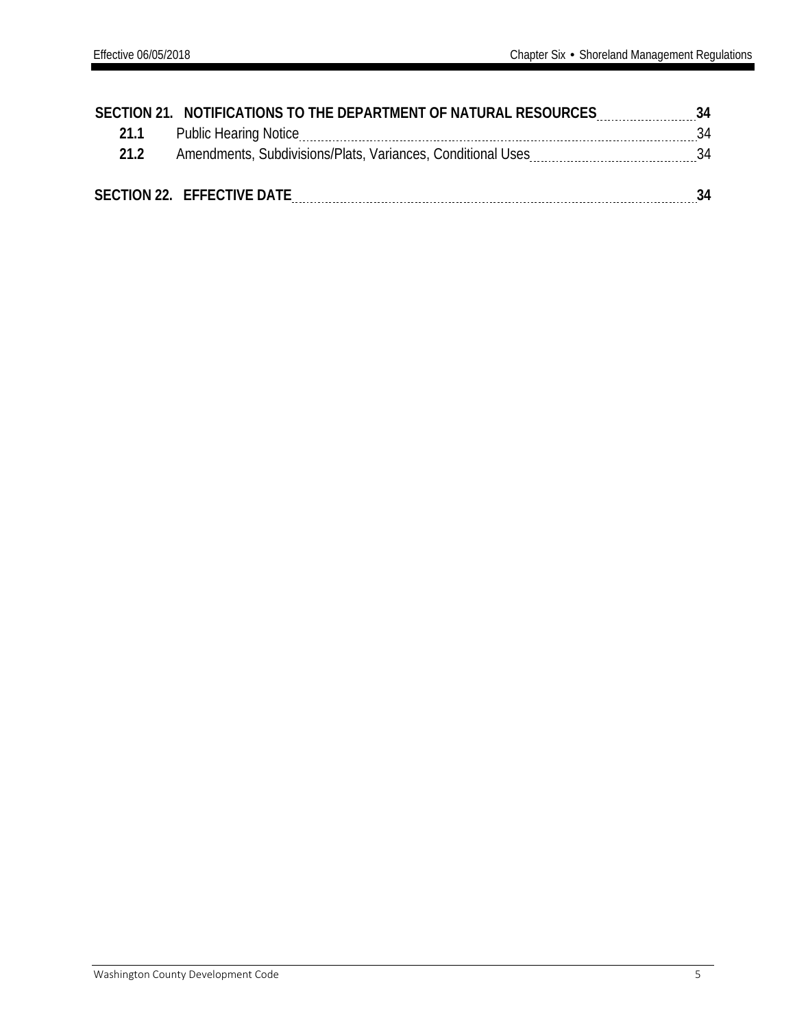| | | |
|---|---|---|
| **SECTION 21.** | **NOTIFICATIONS TO THE DEPARTMENT OF NATURAL RESOURCES** | **34** |
| **21.1** | Public Hearing Notice | 34 |
| **21.2** | Amendments, Subdivisions/Plats, Variances, Conditional Uses | 34 |
| **SECTION 22.** | **EFFECTIVE DATE** | **34** |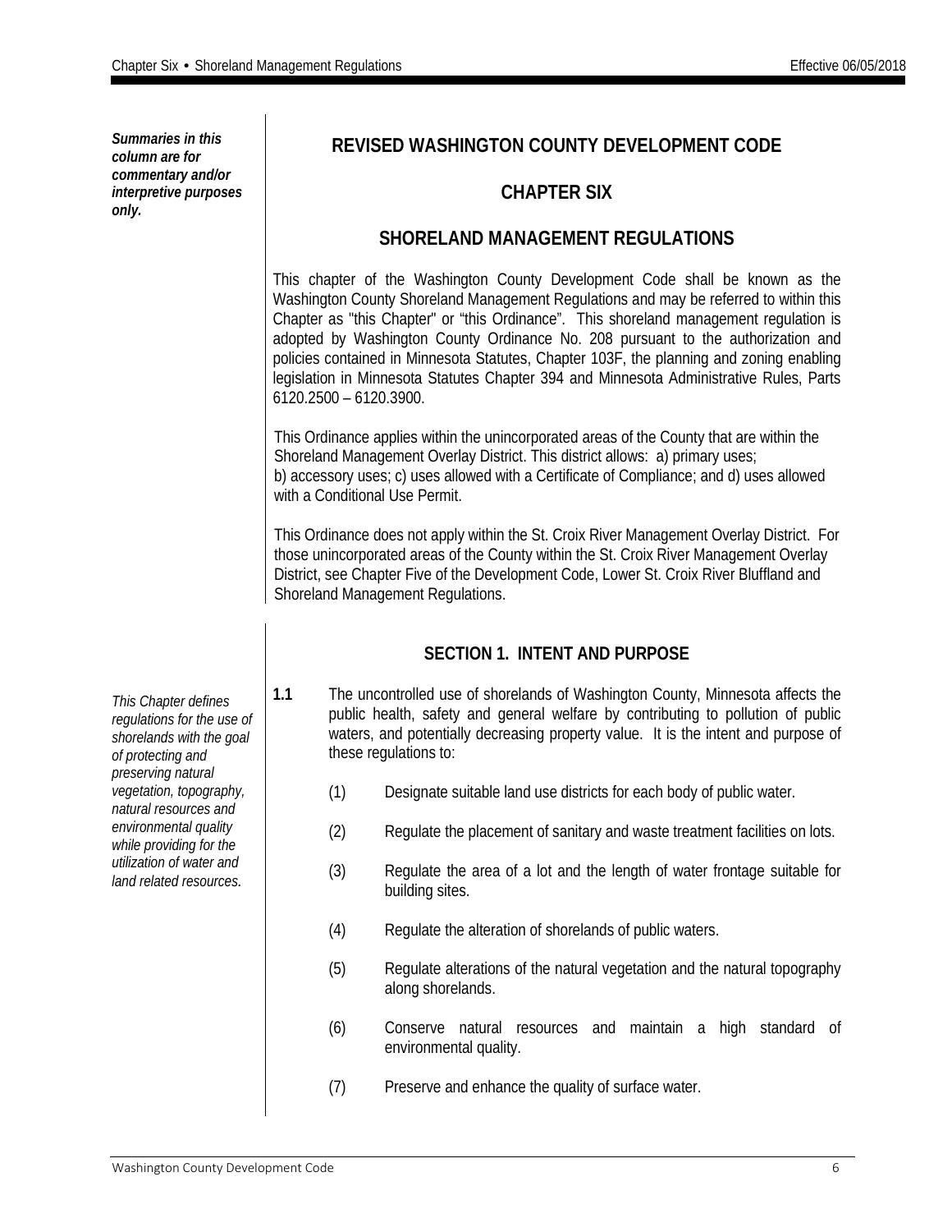*Summaries in this column are for commentary and/or interpretive purposes only.*

# REVISED WASHINGTON COUNTY DEVELOPMENT CODE

## CHAPTER SIX

## SHORELAND MANAGEMENT REGULATIONS

This chapter of the Washington County Development Code shall be known as the Washington County Shoreland Management Regulations and may be referred to within this Chapter as "this Chapter" or "this Ordinance". This shoreland management regulation is adopted by Washington County Ordinance No. 208 pursuant to the authorization and policies contained in Minnesota Statutes, Chapter 103F, the planning and zoning enabling legislation in Minnesota Statutes Chapter 394 and Minnesota Administrative Rules, Parts 6120.2500 – 6120.3900.

This Ordinance applies within the unincorporated areas of the County that are within the Shoreland Management Overlay District. This district allows: a) primary uses; b) accessory uses; c) uses allowed with a Certificate of Compliance; and d) uses allowed with a Conditional Use Permit.

This Ordinance does not apply within the St. Croix River Management Overlay District. For those unincorporated areas of the County within the St. Croix River Management Overlay District, see Chapter Five of the Development Code, Lower St. Croix River Bluffland and Shoreland Management Regulations.

### SECTION 1. INTENT AND PURPOSE

*This Chapter defines regulations for the use of shorelands with the goal of protecting and preserving natural vegetation, topography, natural resources and environmental quality while providing for the utilization of water and land related resources.*

**1.1** The uncontrolled use of shorelands of Washington County, Minnesota affects the public health, safety and general welfare by contributing to pollution of public waters, and potentially decreasing property value. It is the intent and purpose of these regulations to:

(1) Designate suitable land use districts for each body of public water.

(2) Regulate the placement of sanitary and waste treatment facilities on lots.

(3) Regulate the area of a lot and the length of water frontage suitable for building sites.

(4) Regulate the alteration of shorelands of public waters.

(5) Regulate alterations of the natural vegetation and the natural topography along shorelands.

(6) Conserve natural resources and maintain a high standard of environmental quality.

(7) Preserve and enhance the quality of surface water.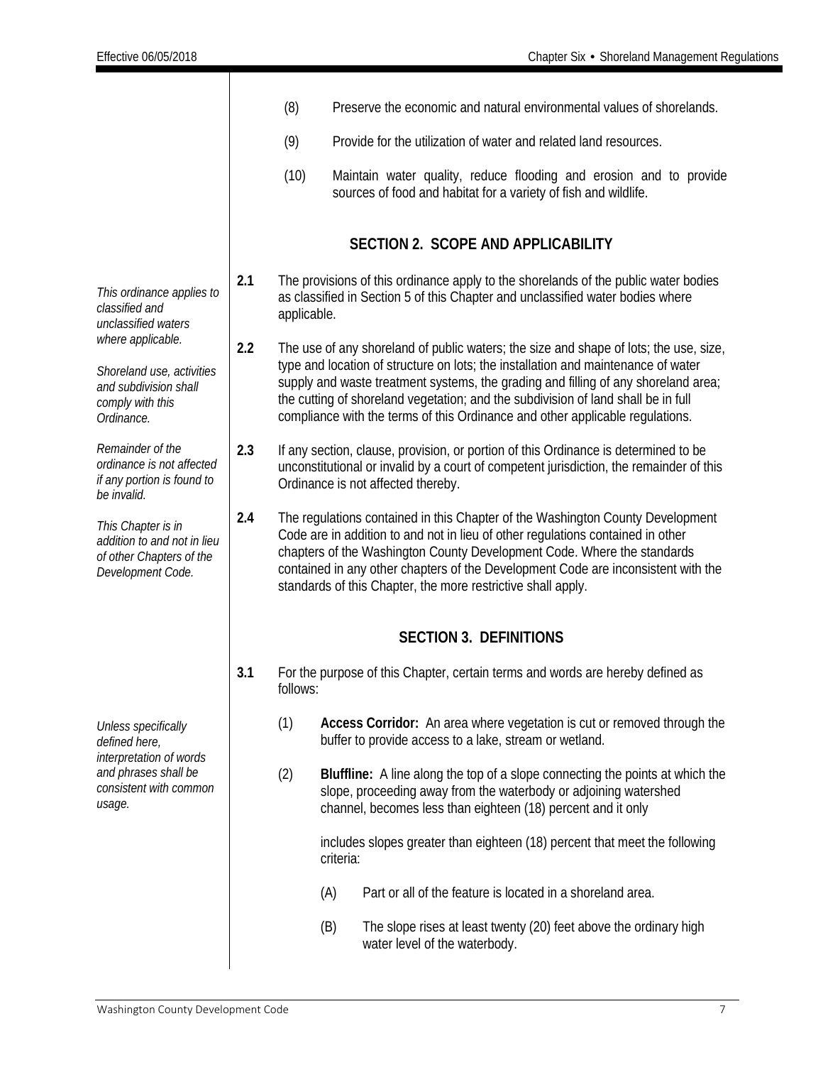(8) Preserve the economic and natural environmental values of shorelands.

(9) Provide for the utilization of water and related land resources.

(10) Maintain water quality, reduce flooding and erosion and to provide sources of food and habitat for a variety of fish and wildlife.

## SECTION 2. SCOPE AND APPLICABILITY

*This ordinance applies to classified and unclassified waters where applicable.*

**2.1** The provisions of this ordinance apply to the shorelands of the public water bodies as classified in Section 5 of this Chapter and unclassified water bodies where applicable.

*Shoreland use, activities and subdivision shall comply with this Ordinance.*

**2.2** The use of any shoreland of public waters; the size and shape of lots; the use, size, type and location of structure on lots; the installation and maintenance of water supply and waste treatment systems, the grading and filling of any shoreland area; the cutting of shoreland vegetation; and the subdivision of land shall be in full compliance with the terms of this Ordinance and other applicable regulations.

*Remainder of the ordinance is not affected if any portion is found to be invalid.*

**2.3** If any section, clause, provision, or portion of this Ordinance is determined to be unconstitutional or invalid by a court of competent jurisdiction, the remainder of this Ordinance is not affected thereby.

*This Chapter is in addition to and not in lieu of other Chapters of the Development Code.*

**2.4** The regulations contained in this Chapter of the Washington County Development Code are in addition to and not in lieu of other regulations contained in other chapters of the Washington County Development Code. Where the standards contained in any other chapters of the Development Code are inconsistent with the standards of this Chapter, the more restrictive shall apply.

## SECTION 3. DEFINITIONS

**3.1** For the purpose of this Chapter, certain terms and words are hereby defined as follows:

*Unless specifically defined here, interpretation of words and phrases shall be consistent with common usage.*

(1) **Access Corridor:** An area where vegetation is cut or removed through the buffer to provide access to a lake, stream or wetland.

(2) **Bluffline:** A line along the top of a slope connecting the points at which the slope, proceeding away from the waterbody or adjoining watershed channel, becomes less than eighteen (18) percent and it only

includes slopes greater than eighteen (18) percent that meet the following criteria:

(A) Part or all of the feature is located in a shoreland area.

(B) The slope rises at least twenty (20) feet above the ordinary high water level of the waterbody.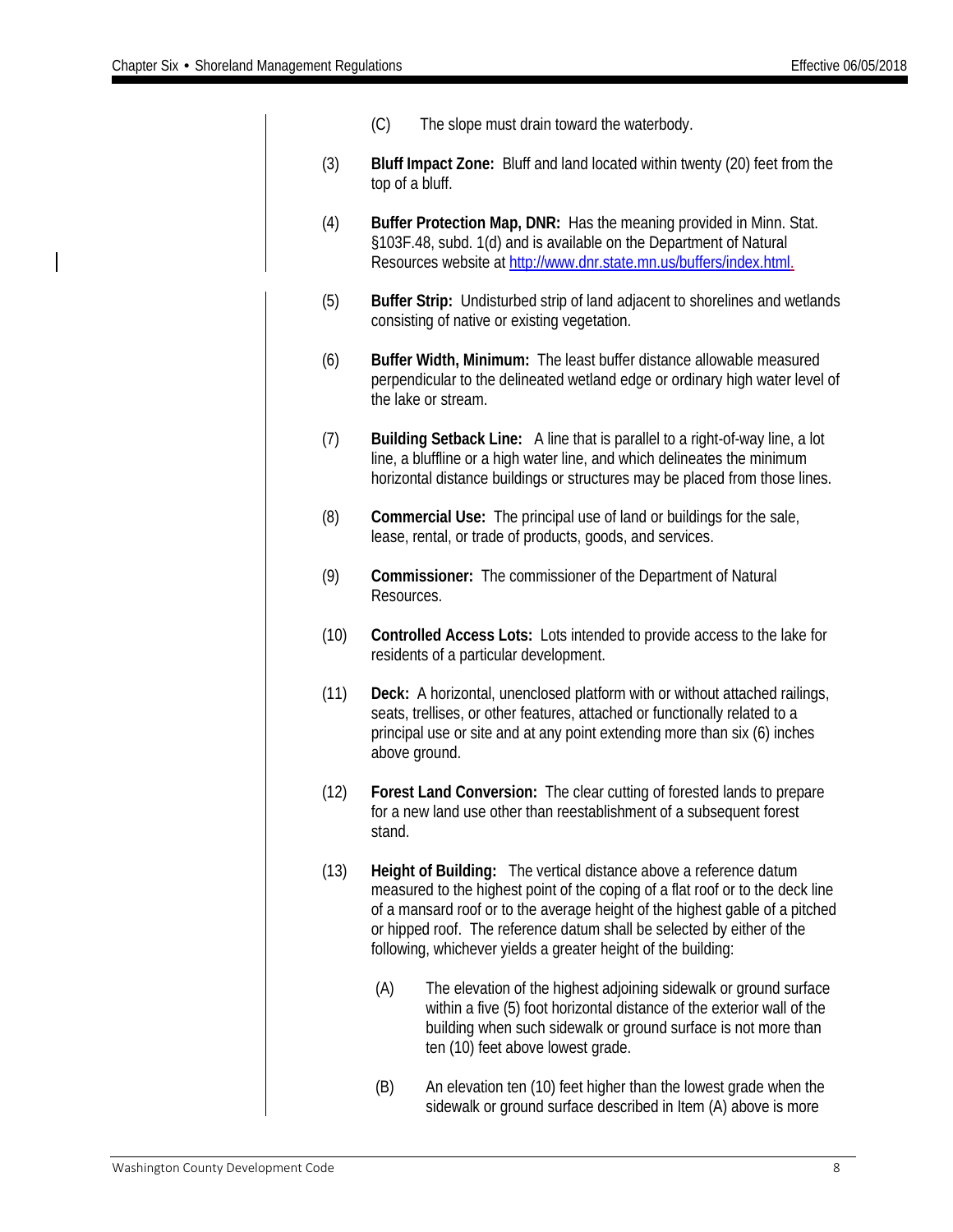(C) The slope must drain toward the waterbody.

(3) **Bluff Impact Zone:** Bluff and land located within twenty (20) feet from the top of a bluff.

(4) **Buffer Protection Map, DNR:** Has the meaning provided in Minn. Stat. §103F.48, subd. 1(d) and is available on the Department of Natural Resources website at [http://www.dnr.state.mn.us/buffers/index.html](http://www.dnr.state.mn.us/buffers/index.html).

(5) **Buffer Strip:** Undisturbed strip of land adjacent to shorelines and wetlands consisting of native or existing vegetation.

(6) **Buffer Width, Minimum:** The least buffer distance allowable measured perpendicular to the delineated wetland edge or ordinary high water level of the lake or stream.

(7) **Building Setback Line:** A line that is parallel to a right-of-way line, a lot line, a bluffline or a high water line, and which delineates the minimum horizontal distance buildings or structures may be placed from those lines.

(8) **Commercial Use:** The principal use of land or buildings for the sale, lease, rental, or trade of products, goods, and services.

(9) **Commissioner:** The commissioner of the Department of Natural Resources.

(10) **Controlled Access Lots:** Lots intended to provide access to the lake for residents of a particular development.

(11) **Deck:** A horizontal, unenclosed platform with or without attached railings, seats, trellises, or other features, attached or functionally related to a principal use or site and at any point extending more than six (6) inches above ground.

(12) **Forest Land Conversion:** The clear cutting of forested lands to prepare for a new land use other than reestablishment of a subsequent forest stand.

(13) **Height of Building:** The vertical distance above a reference datum measured to the highest point of the coping of a flat roof or to the deck line of a mansard roof or to the average height of the highest gable of a pitched or hipped roof. The reference datum shall be selected by either of the following, whichever yields a greater height of the building:

(A) The elevation of the highest adjoining sidewalk or ground surface within a five (5) foot horizontal distance of the exterior wall of the building when such sidewalk or ground surface is not more than ten (10) feet above lowest grade.

(B) An elevation ten (10) feet higher than the lowest grade when the sidewalk or ground surface described in Item (A) above is more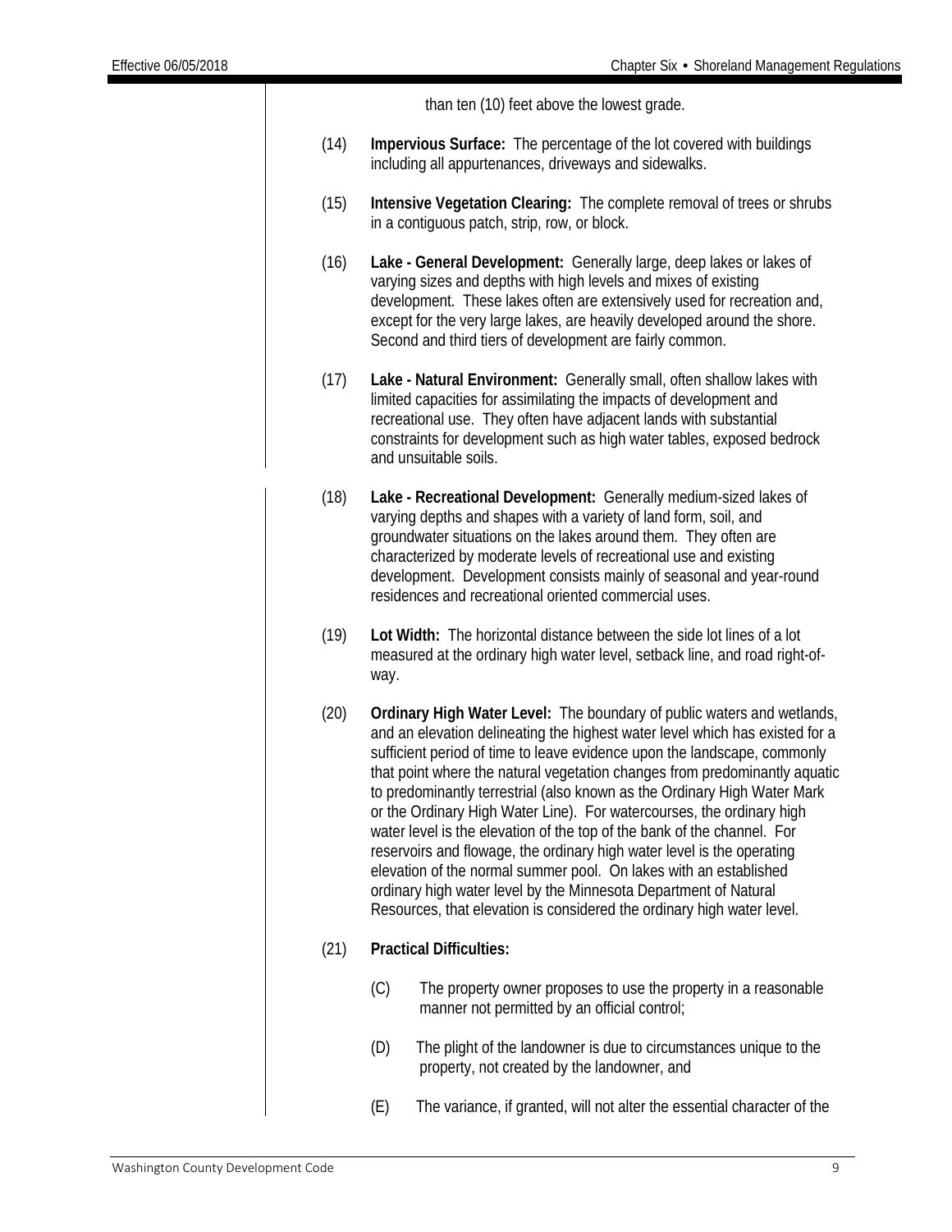than ten (10) feet above the lowest grade.

(14) **Impervious Surface:** The percentage of the lot covered with buildings including all appurtenances, driveways and sidewalks.

(15) **Intensive Vegetation Clearing:** The complete removal of trees or shrubs in a contiguous patch, strip, row, or block.

(16) **Lake - General Development:** Generally large, deep lakes or lakes of varying sizes and depths with high levels and mixes of existing development. These lakes often are extensively used for recreation and, except for the very large lakes, are heavily developed around the shore. Second and third tiers of development are fairly common.

(17) **Lake - Natural Environment:** Generally small, often shallow lakes with limited capacities for assimilating the impacts of development and recreational use. They often have adjacent lands with substantial constraints for development such as high water tables, exposed bedrock and unsuitable soils.

(18) **Lake - Recreational Development:** Generally medium-sized lakes of varying depths and shapes with a variety of land form, soil, and groundwater situations on the lakes around them. They often are characterized by moderate levels of recreational use and existing development. Development consists mainly of seasonal and year-round residences and recreational oriented commercial uses.

(19) **Lot Width:** The horizontal distance between the side lot lines of a lot measured at the ordinary high water level, setback line, and road right-of-way.

(20) **Ordinary High Water Level:** The boundary of public waters and wetlands, and an elevation delineating the highest water level which has existed for a sufficient period of time to leave evidence upon the landscape, commonly that point where the natural vegetation changes from predominantly aquatic to predominantly terrestrial (also known as the Ordinary High Water Mark or the Ordinary High Water Line). For watercourses, the ordinary high water level is the elevation of the top of the bank of the channel. For reservoirs and flowage, the ordinary high water level is the operating elevation of the normal summer pool. On lakes with an established ordinary high water level by the Minnesota Department of Natural Resources, that elevation is considered the ordinary high water level.

(21) **Practical Difficulties:**

(C) The property owner proposes to use the property in a reasonable manner not permitted by an official control;

(D) The plight of the landowner is due to circumstances unique to the property, not created by the landowner, and

(E) The variance, if granted, will not alter the essential character of the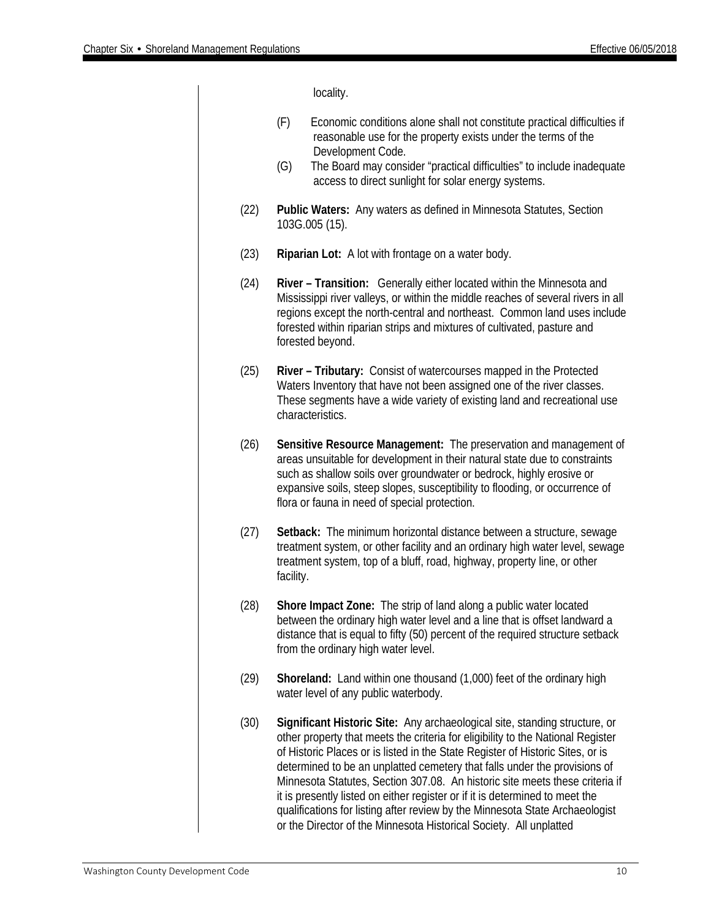locality.

(F) Economic conditions alone shall not constitute practical difficulties if reasonable use for the property exists under the terms of the Development Code.

(G) The Board may consider "practical difficulties" to include inadequate access to direct sunlight for solar energy systems.

(22) **Public Waters:** Any waters as defined in Minnesota Statutes, Section 103G.005 (15).

(23) **Riparian Lot:** A lot with frontage on a water body.

(24) **River – Transition:** Generally either located within the Minnesota and Mississippi river valleys, or within the middle reaches of several rivers in all regions except the north-central and northeast. Common land uses include forested within riparian strips and mixtures of cultivated, pasture and forested beyond.

(25) **River – Tributary:** Consist of watercourses mapped in the Protected Waters Inventory that have not been assigned one of the river classes. These segments have a wide variety of existing land and recreational use characteristics.

(26) **Sensitive Resource Management:** The preservation and management of areas unsuitable for development in their natural state due to constraints such as shallow soils over groundwater or bedrock, highly erosive or expansive soils, steep slopes, susceptibility to flooding, or occurrence of flora or fauna in need of special protection.

(27) **Setback:** The minimum horizontal distance between a structure, sewage treatment system, or other facility and an ordinary high water level, sewage treatment system, top of a bluff, road, highway, property line, or other facility.

(28) **Shore Impact Zone:** The strip of land along a public water located between the ordinary high water level and a line that is offset landward a distance that is equal to fifty (50) percent of the required structure setback from the ordinary high water level.

(29) **Shoreland:** Land within one thousand (1,000) feet of the ordinary high water level of any public waterbody.

(30) **Significant Historic Site:** Any archaeological site, standing structure, or other property that meets the criteria for eligibility to the National Register of Historic Places or is listed in the State Register of Historic Sites, or is determined to be an unplatted cemetery that falls under the provisions of Minnesota Statutes, Section 307.08. An historic site meets these criteria if it is presently listed on either register or if it is determined to meet the qualifications for listing after review by the Minnesota State Archaeologist or the Director of the Minnesota Historical Society. All unplatted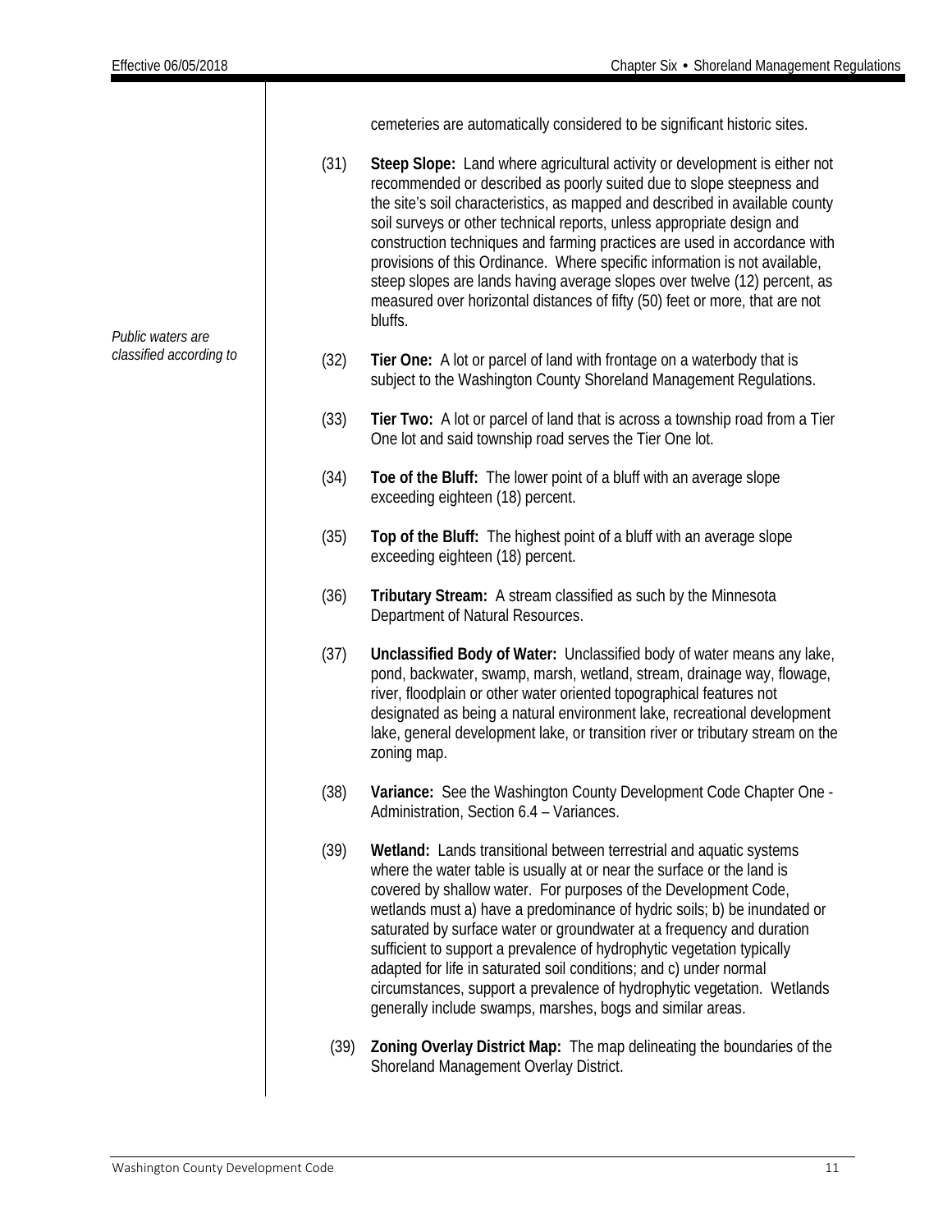cemeteries are automatically considered to be significant historic sites.

*Public waters are classified according to*

(31) **Steep Slope:** Land where agricultural activity or development is either not recommended or described as poorly suited due to slope steepness and the site's soil characteristics, as mapped and described in available county soil surveys or other technical reports, unless appropriate design and construction techniques and farming practices are used in accordance with provisions of this Ordinance. Where specific information is not available, steep slopes are lands having average slopes over twelve (12) percent, as measured over horizontal distances of fifty (50) feet or more, that are not bluffs.

(32) **Tier One:** A lot or parcel of land with frontage on a waterbody that is subject to the Washington County Shoreland Management Regulations.

(33) **Tier Two:** A lot or parcel of land that is across a township road from a Tier One lot and said township road serves the Tier One lot.

(34) **Toe of the Bluff:** The lower point of a bluff with an average slope exceeding eighteen (18) percent.

(35) **Top of the Bluff:** The highest point of a bluff with an average slope exceeding eighteen (18) percent.

(36) **Tributary Stream:** A stream classified as such by the Minnesota Department of Natural Resources.

(37) **Unclassified Body of Water:** Unclassified body of water means any lake, pond, backwater, swamp, marsh, wetland, stream, drainage way, flowage, river, floodplain or other water oriented topographical features not designated as being a natural environment lake, recreational development lake, general development lake, or transition river or tributary stream on the zoning map.

(38) **Variance:** See the Washington County Development Code Chapter One - Administration, Section 6.4 – Variances.

(39) **Wetland:** Lands transitional between terrestrial and aquatic systems where the water table is usually at or near the surface or the land is covered by shallow water. For purposes of the Development Code, wetlands must a) have a predominance of hydric soils; b) be inundated or saturated by surface water or groundwater at a frequency and duration sufficient to support a prevalence of hydrophytic vegetation typically adapted for life in saturated soil conditions; and c) under normal circumstances, support a prevalence of hydrophytic vegetation. Wetlands generally include swamps, marshes, bogs and similar areas.

(39) **Zoning Overlay District Map:** The map delineating the boundaries of the Shoreland Management Overlay District.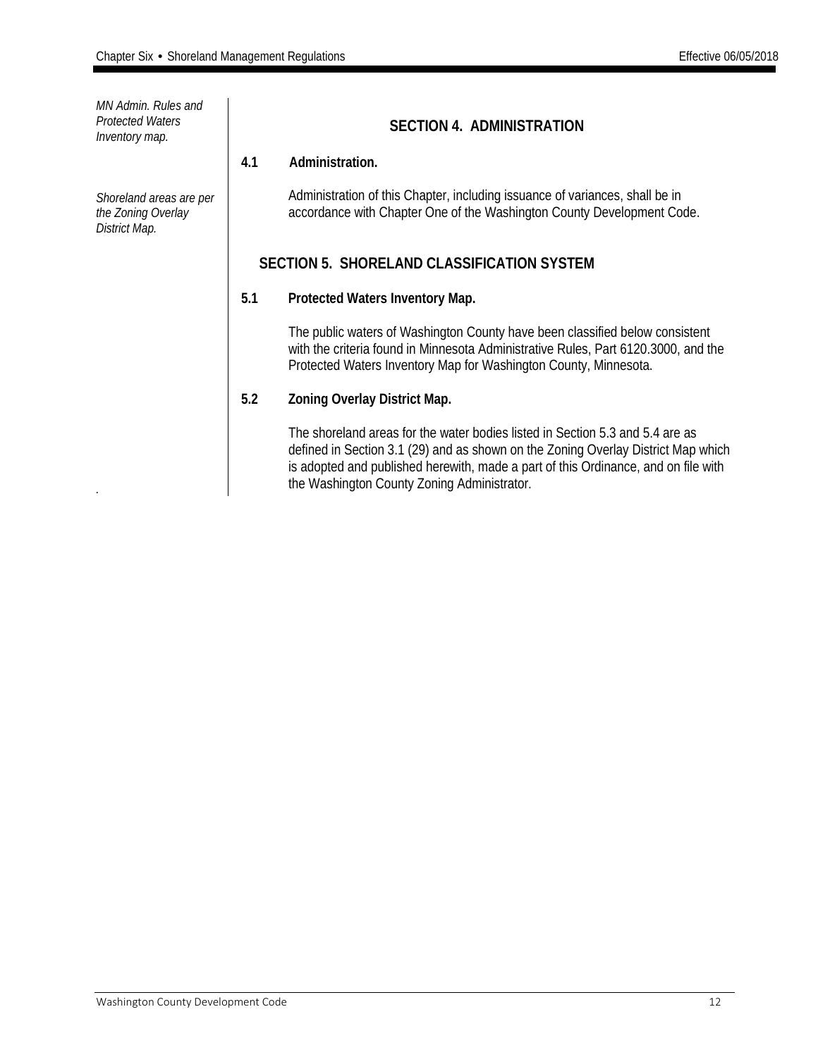*MN Admin. Rules and Protected Waters Inventory map.*

*Shoreland areas are per the Zoning Overlay District Map.*

## SECTION 4. ADMINISTRATION

### 4.1 Administration.

Administration of this Chapter, including issuance of variances, shall be in accordance with Chapter One of the Washington County Development Code.

## SECTION 5. SHORELAND CLASSIFICATION SYSTEM

### 5.1 Protected Waters Inventory Map.

The public waters of Washington County have been classified below consistent with the criteria found in Minnesota Administrative Rules, Part 6120.3000, and the Protected Waters Inventory Map for Washington County, Minnesota.

### 5.2 Zoning Overlay District Map.

The shoreland areas for the water bodies listed in Section 5.3 and 5.4 are as defined in Section 3.1 (29) and as shown on the Zoning Overlay District Map which is adopted and published herewith, made a part of this Ordinance, and on file with the Washington County Zoning Administrator.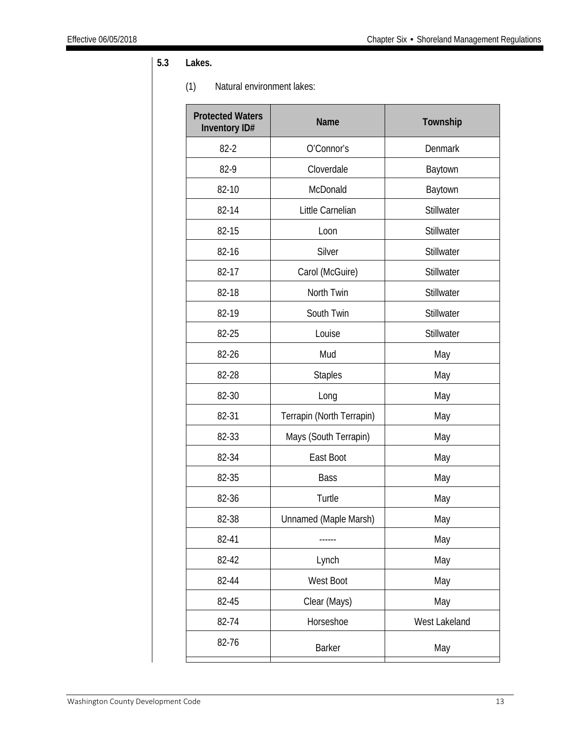### 5.3 Lakes.

(1) Natural environment lakes:

| Protected Waters Inventory ID# | Name | Township |
|---|---|---|
| 82-2 | O'Connor's | Denmark |
| 82-9 | Cloverdale | Baytown |
| 82-10 | McDonald | Baytown |
| 82-14 | Little Carnelian | Stillwater |
| 82-15 | Loon | Stillwater |
| 82-16 | Silver | Stillwater |
| 82-17 | Carol (McGuire) | Stillwater |
| 82-18 | North Twin | Stillwater |
| 82-19 | South Twin | Stillwater |
| 82-25 | Louise | Stillwater |
| 82-26 | Mud | May |
| 82-28 | Staples | May |
| 82-30 | Long | May |
| 82-31 | Terrapin (North Terrapin) | May |
| 82-33 | Mays (South Terrapin) | May |
| 82-34 | East Boot | May |
| 82-35 | Bass | May |
| 82-36 | Turtle | May |
| 82-38 | Unnamed (Maple Marsh) | May |
| 82-41 | ------ | May |
| 82-42 | Lynch | May |
| 82-44 | West Boot | May |
| 82-45 | Clear (Mays) | May |
| 82-74 | Horseshoe | West Lakeland |
| 82-76 | Barker | May |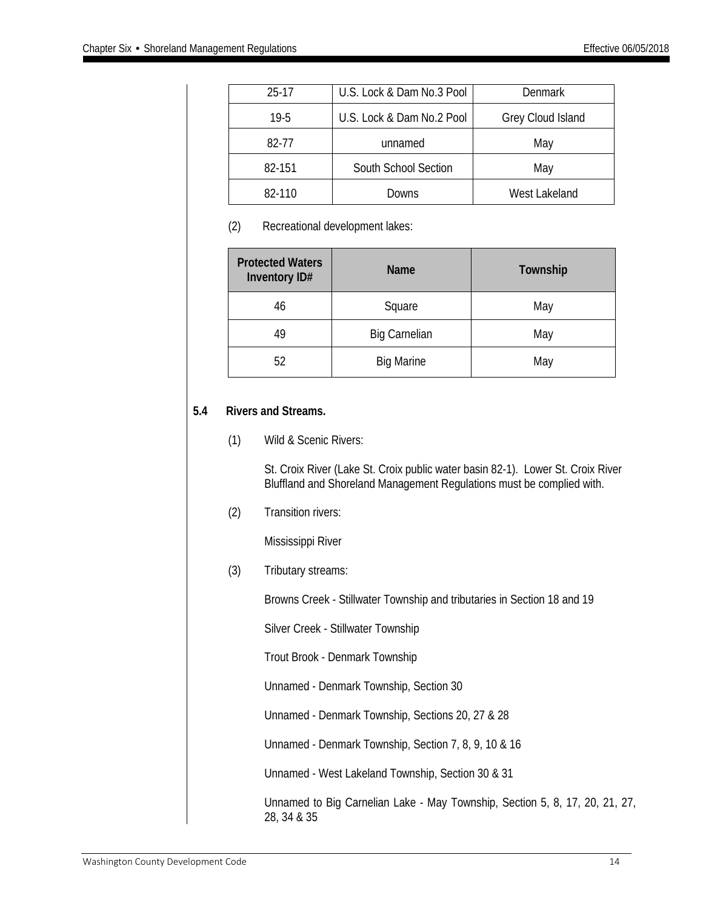| | | |
|---|---|---|
| 25-17 | U.S. Lock & Dam No.3 Pool | Denmark |
| 19-5 | U.S. Lock & Dam No.2 Pool | Grey Cloud Island |
| 82-77 | unnamed | May |
| 82-151 | South School Section | May |
| 82-110 | Downs | West Lakeland |

(2) Recreational development lakes:

| Protected Waters Inventory ID# | Name | Township |
|---|---|---|
| 46 | Square | May |
| 49 | Big Carnelian | May |
| 52 | Big Marine | May |

**5.4 Rivers and Streams.**

(1) Wild & Scenic Rivers:

St. Croix River (Lake St. Croix public water basin 82-1). Lower St. Croix River Bluffland and Shoreland Management Regulations must be complied with.

(2) Transition rivers:

Mississippi River

(3) Tributary streams:

Browns Creek - Stillwater Township and tributaries in Section 18 and 19

Silver Creek - Stillwater Township

Trout Brook - Denmark Township

Unnamed - Denmark Township, Section 30

Unnamed - Denmark Township, Sections 20, 27 & 28

Unnamed - Denmark Township, Section 7, 8, 9, 10 & 16

Unnamed - West Lakeland Township, Section 30 & 31

Unnamed to Big Carnelian Lake - May Township, Section 5, 8, 17, 20, 21, 27, 28, 34 & 35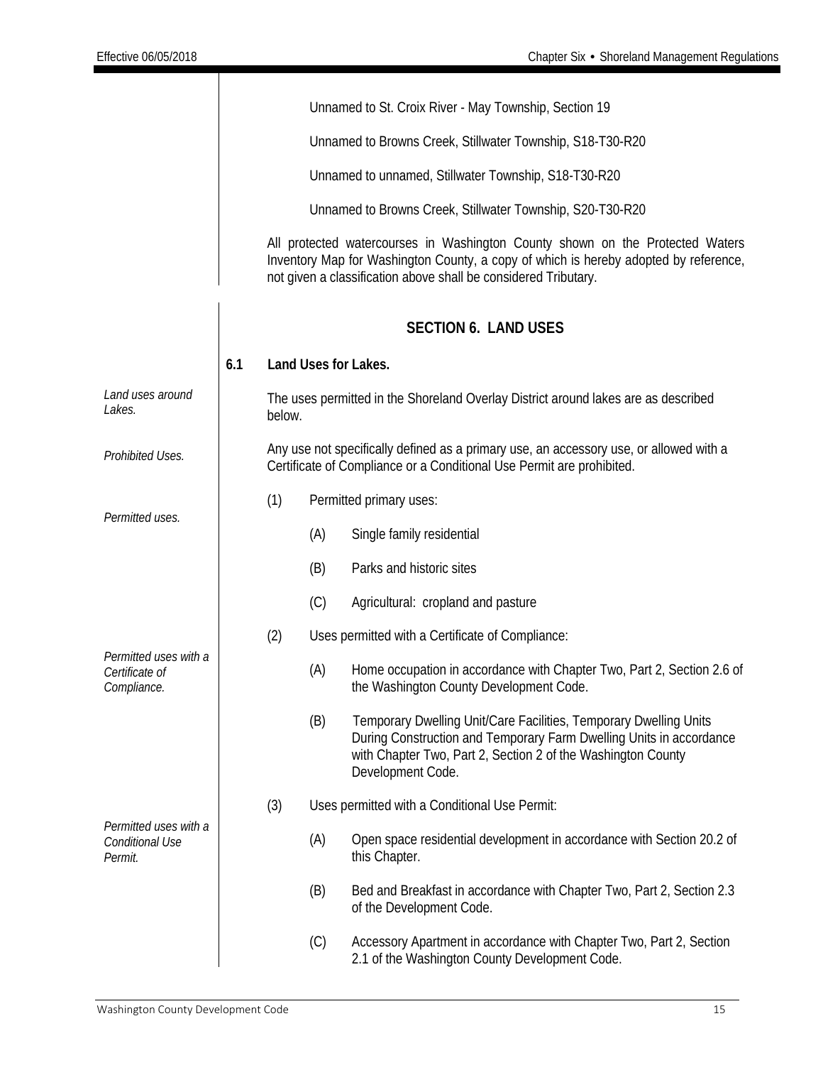Unnamed to St. Croix River - May Township, Section 19

Unnamed to Browns Creek, Stillwater Township, S18-T30-R20

Unnamed to unnamed, Stillwater Township, S18-T30-R20

Unnamed to Browns Creek, Stillwater Township, S20-T30-R20

All protected watercourses in Washington County shown on the Protected Waters Inventory Map for Washington County, a copy of which is hereby adopted by reference, not given a classification above shall be considered Tributary.

## SECTION 6. LAND USES

### 6.1 Land Uses for Lakes.

*Land uses around Lakes.*

The uses permitted in the Shoreland Overlay District around lakes are as described below.

*Prohibited Uses.*

Any use not specifically defined as a primary use, an accessory use, or allowed with a Certificate of Compliance or a Conditional Use Permit are prohibited.

*Permitted uses.*

(1) Permitted primary uses:

- (A) Single family residential
- (B) Parks and historic sites
- (C) Agricultural: cropland and pasture

*Permitted uses with a Certificate of Compliance.*

(2) Uses permitted with a Certificate of Compliance:

- (A) Home occupation in accordance with Chapter Two, Part 2, Section 2.6 of the Washington County Development Code.
- (B) Temporary Dwelling Unit/Care Facilities, Temporary Dwelling Units During Construction and Temporary Farm Dwelling Units in accordance with Chapter Two, Part 2, Section 2 of the Washington County Development Code.

*Permitted uses with a Conditional Use Permit.*

(3) Uses permitted with a Conditional Use Permit:

- (A) Open space residential development in accordance with Section 20.2 of this Chapter.
- (B) Bed and Breakfast in accordance with Chapter Two, Part 2, Section 2.3 of the Development Code.
- (C) Accessory Apartment in accordance with Chapter Two, Part 2, Section 2.1 of the Washington County Development Code.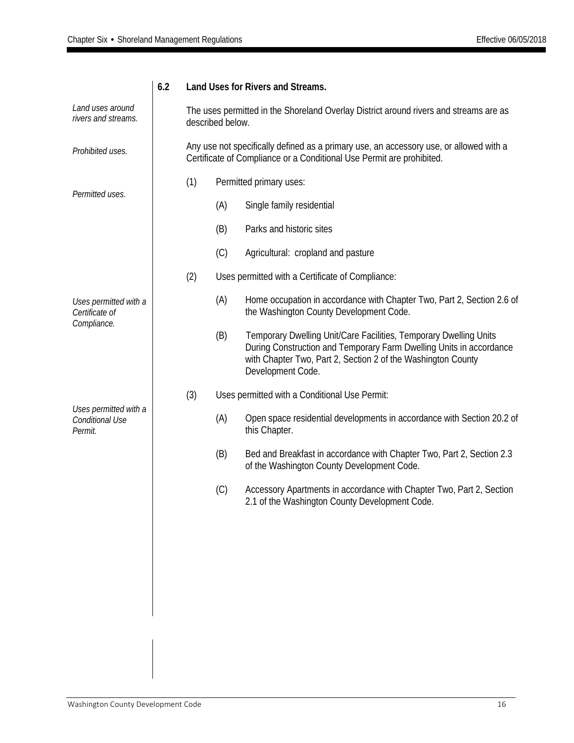## 6.2 Land Uses for Rivers and Streams.

*Land uses around rivers and streams.*

The uses permitted in the Shoreland Overlay District around rivers and streams are as described below.

*Prohibited uses.*

Any use not specifically defined as a primary use, an accessory use, or allowed with a Certificate of Compliance or a Conditional Use Permit are prohibited.

*Permitted uses.*

(1) Permitted primary uses:

- (A) Single family residential
- (B) Parks and historic sites
- (C) Agricultural: cropland and pasture

*Uses permitted with a Certificate of Compliance.*

(2) Uses permitted with a Certificate of Compliance:

- (A) Home occupation in accordance with Chapter Two, Part 2, Section 2.6 of the Washington County Development Code.
- (B) Temporary Dwelling Unit/Care Facilities, Temporary Dwelling Units During Construction and Temporary Farm Dwelling Units in accordance with Chapter Two, Part 2, Section 2 of the Washington County Development Code.

*Uses permitted with a Conditional Use Permit.*

(3) Uses permitted with a Conditional Use Permit:

- (A) Open space residential developments in accordance with Section 20.2 of this Chapter.
- (B) Bed and Breakfast in accordance with Chapter Two, Part 2, Section 2.3 of the Washington County Development Code.
- (C) Accessory Apartments in accordance with Chapter Two, Part 2, Section 2.1 of the Washington County Development Code.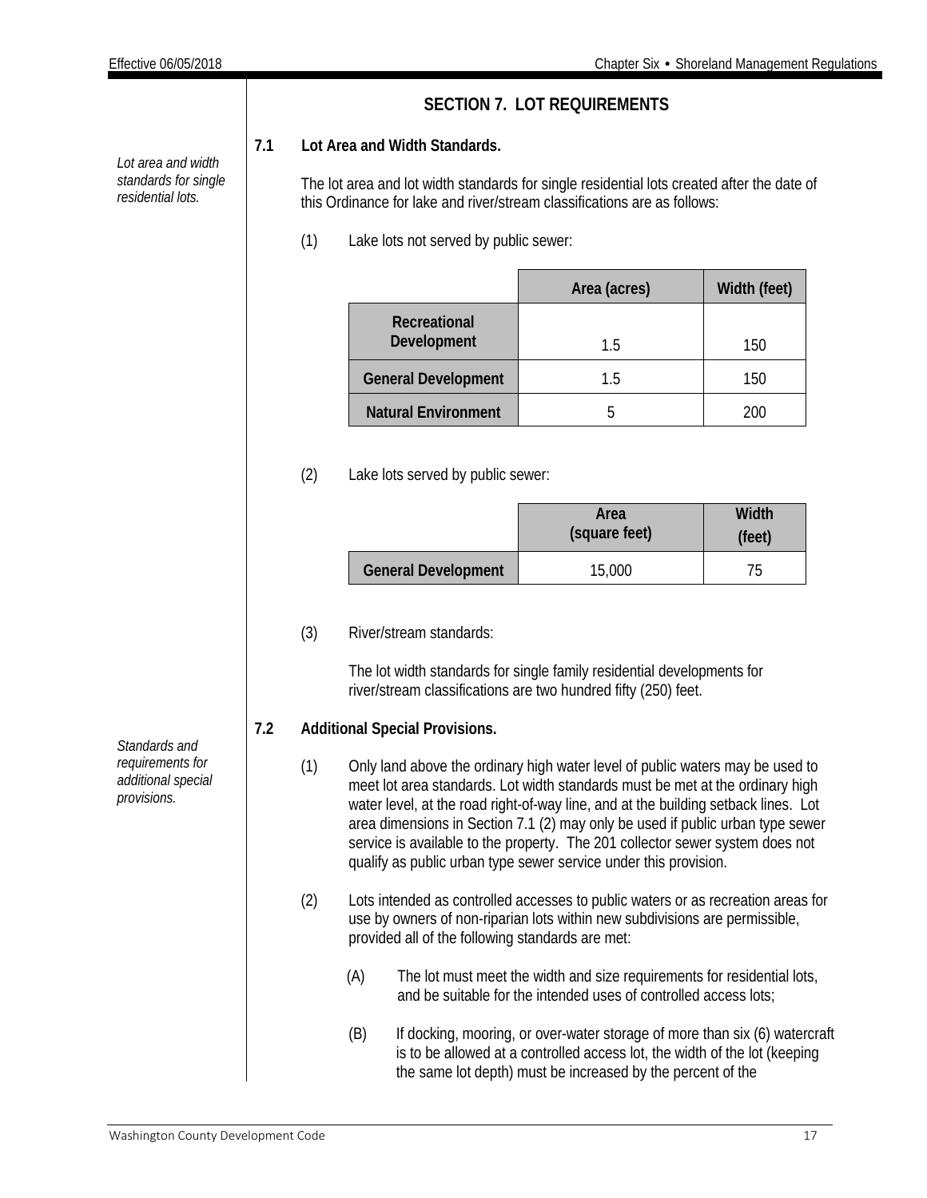## SECTION 7. LOT REQUIREMENTS

*Lot area and width standards for single residential lots.*

**7.1 Lot Area and Width Standards.**

The lot area and lot width standards for single residential lots created after the date of this Ordinance for lake and river/stream classifications are as follows:

(1) Lake lots not served by public sewer:

| | Area (acres) | Width (feet) |
|---|---|---|
| **Recreational Development** | 1.5 | 150 |
| **General Development** | 1.5 | 150 |
| **Natural Environment** | 5 | 200 |

(2) Lake lots served by public sewer:

| | Area (square feet) | Width (feet) |
|---|---|---|
| **General Development** | 15,000 | 75 |

(3) River/stream standards:

The lot width standards for single family residential developments for river/stream classifications are two hundred fifty (250) feet.

*Standards and requirements for additional special provisions.*

**7.2 Additional Special Provisions.**

(1) Only land above the ordinary high water level of public waters may be used to meet lot area standards. Lot width standards must be met at the ordinary high water level, at the road right-of-way line, and at the building setback lines. Lot area dimensions in Section 7.1 (2) may only be used if public urban type sewer service is available to the property. The 201 collector sewer system does not qualify as public urban type sewer service under this provision.

(2) Lots intended as controlled accesses to public waters or as recreation areas for use by owners of non-riparian lots within new subdivisions are permissible, provided all of the following standards are met:

(A) The lot must meet the width and size requirements for residential lots, and be suitable for the intended uses of controlled access lots;

(B) If docking, mooring, or over-water storage of more than six (6) watercraft is to be allowed at a controlled access lot, the width of the lot (keeping the same lot depth) must be increased by the percent of the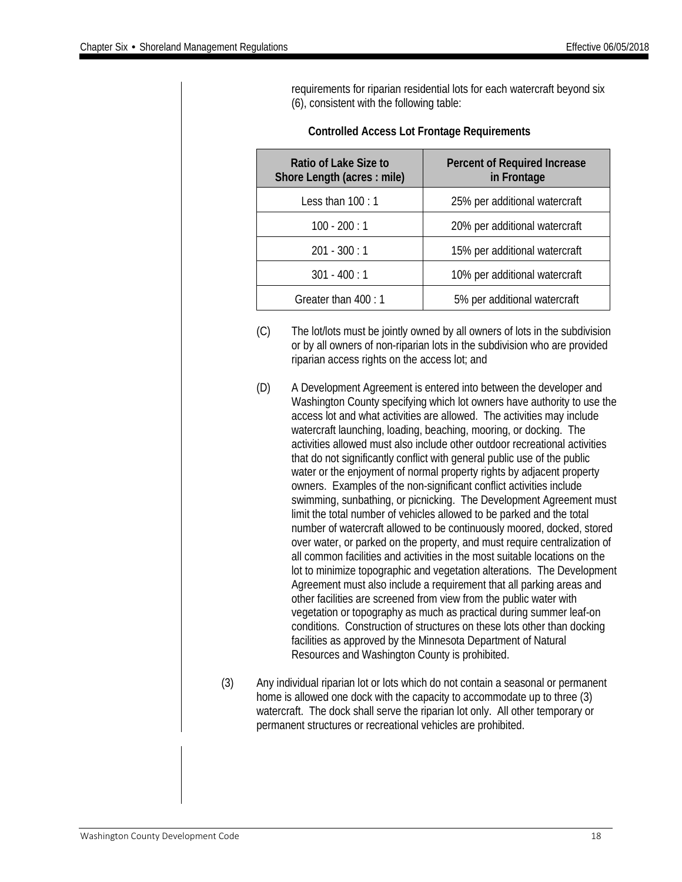requirements for riparian residential lots for each watercraft beyond six (6), consistent with the following table:

**Controlled Access Lot Frontage Requirements**

| Ratio of Lake Size to Shore Length (acres : mile) | Percent of Required Increase in Frontage |
| --- | --- |
| Less than 100 : 1 | 25% per additional watercraft |
| 100 - 200 : 1 | 20% per additional watercraft |
| 201 - 300 : 1 | 15% per additional watercraft |
| 301 - 400 : 1 | 10% per additional watercraft |
| Greater than 400 : 1 | 5% per additional watercraft |

(C) The lot/lots must be jointly owned by all owners of lots in the subdivision or by all owners of non-riparian lots in the subdivision who are provided riparian access rights on the access lot; and

(D) A Development Agreement is entered into between the developer and Washington County specifying which lot owners have authority to use the access lot and what activities are allowed. The activities may include watercraft launching, loading, beaching, mooring, or docking. The activities allowed must also include other outdoor recreational activities that do not significantly conflict with general public use of the public water or the enjoyment of normal property rights by adjacent property owners. Examples of the non-significant conflict activities include swimming, sunbathing, or picnicking. The Development Agreement must limit the total number of vehicles allowed to be parked and the total number of watercraft allowed to be continuously moored, docked, stored over water, or parked on the property, and must require centralization of all common facilities and activities in the most suitable locations on the lot to minimize topographic and vegetation alterations. The Development Agreement must also include a requirement that all parking areas and other facilities are screened from view from the public water with vegetation or topography as much as practical during summer leaf-on conditions. Construction of structures on these lots other than docking facilities as approved by the Minnesota Department of Natural Resources and Washington County is prohibited.

(3) Any individual riparian lot or lots which do not contain a seasonal or permanent home is allowed one dock with the capacity to accommodate up to three (3) watercraft. The dock shall serve the riparian lot only. All other temporary or permanent structures or recreational vehicles are prohibited.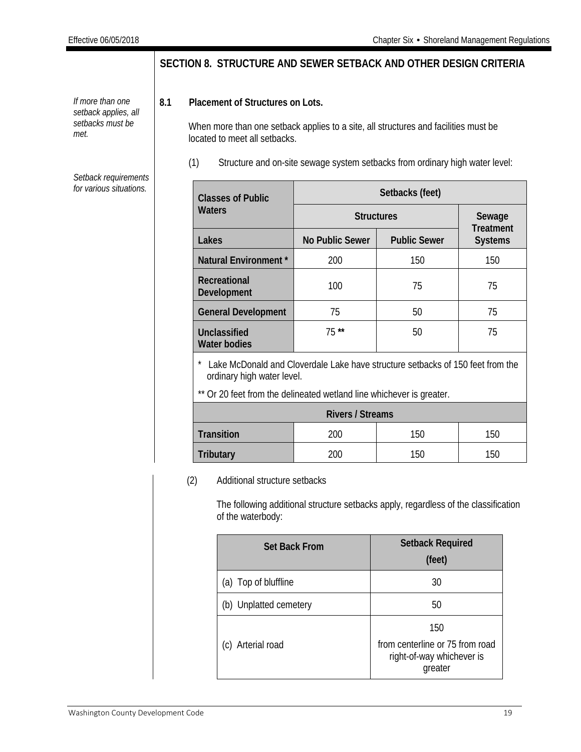## SECTION 8. STRUCTURE AND SEWER SETBACK AND OTHER DESIGN CRITERIA

*If more than one setback applies, all setbacks must be met.*

**8.1 Placement of Structures on Lots.**

When more than one setback applies to a site, all structures and facilities must be located to meet all setbacks.

*Setback requirements for various situations.*

(1) Structure and on-site sewage system setbacks from ordinary high water level:

| Classes of Public Waters | Setbacks (feet) | | |
|---|---|---|---|
| | Structures | | Sewage Treatment Systems |
| **Lakes** | **No Public Sewer** | **Public Sewer** | |
| **Natural Environment *** | 200 | 150 | 150 |
| **Recreational Development** | 100 | 75 | 75 |
| **General Development** | 75 | 50 | 75 |
| **Unclassified Water bodies** | 75 ** | 50 | 75 |
| * Lake McDonald and Cloverdale Lake have structure setbacks of 150 feet from the ordinary high water level. ** Or 20 feet from the delineated wetland line whichever is greater. | | | |
| **Rivers / Streams** | | | |
| **Transition** | 200 | 150 | 150 |
| **Tributary** | 200 | 150 | 150 |

(2) Additional structure setbacks

The following additional structure setbacks apply, regardless of the classification of the waterbody:

| Set Back From | Setback Required (feet) |
|---|---|
| (a) Top of bluffline | 30 |
| (b) Unplatted cemetery | 50 |
| (c) Arterial road | 150 from centerline or 75 from road right-of-way whichever is greater |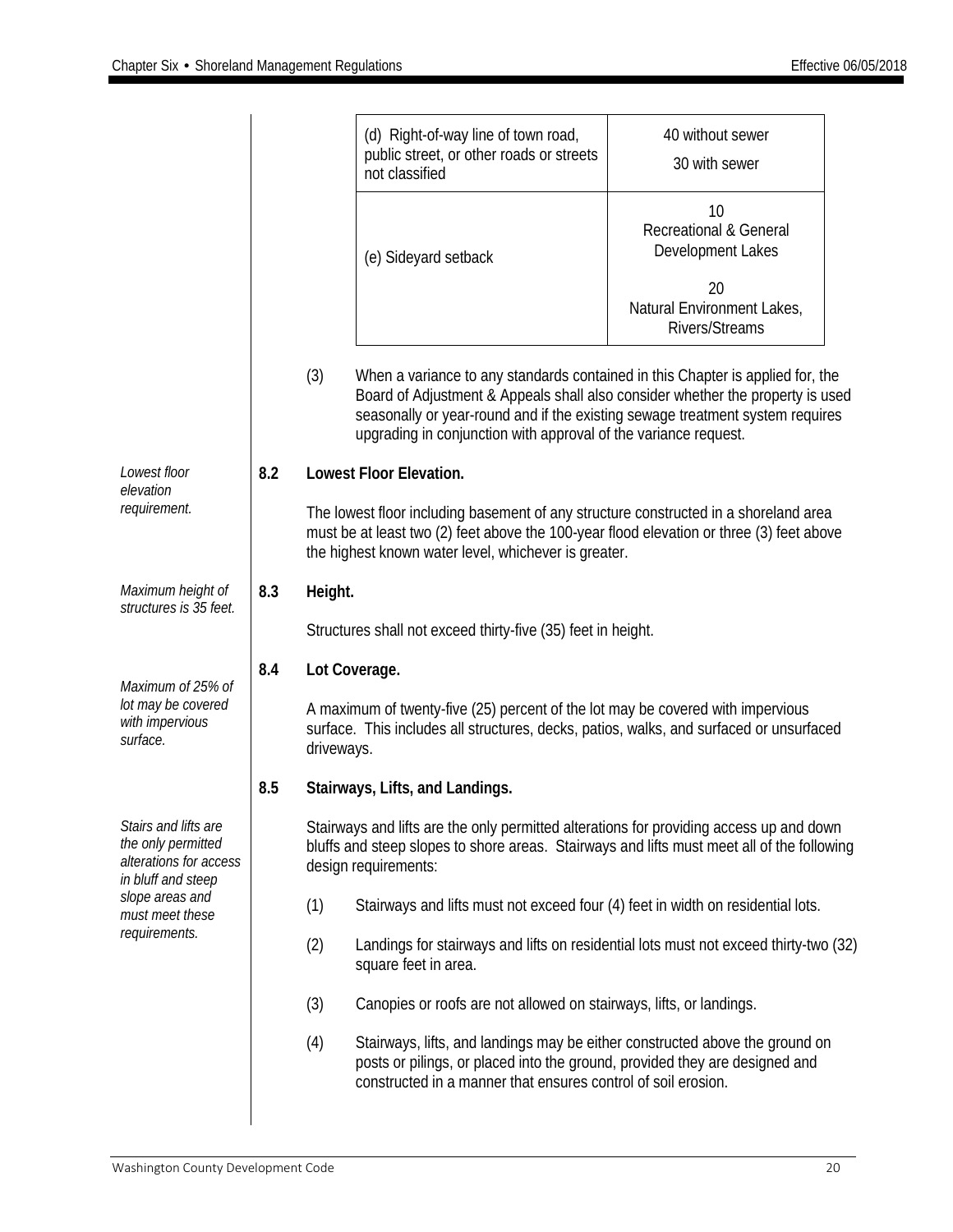| | |
|---|---|
| (d) Right-of-way line of town road, public street, or other roads or streets not classified | 40 without sewer<br>30 with sewer |
| (e) Sideyard setback | 10<br>Recreational & General Development Lakes<br>20<br>Natural Environment Lakes, Rivers/Streams |

(3) When a variance to any standards contained in this Chapter is applied for, the Board of Adjustment & Appeals shall also consider whether the property is used seasonally or year-round and if the existing sewage treatment system requires upgrading in conjunction with approval of the variance request.

*Lowest floor elevation requirement.*

**8.2 Lowest Floor Elevation.**

The lowest floor including basement of any structure constructed in a shoreland area must be at least two (2) feet above the 100-year flood elevation or three (3) feet above the highest known water level, whichever is greater.

*Maximum height of structures is 35 feet.*

**8.3 Height.**

Structures shall not exceed thirty-five (35) feet in height.

*Maximum of 25% of lot may be covered with impervious surface.*

**8.4 Lot Coverage.**

A maximum of twenty-five (25) percent of the lot may be covered with impervious surface. This includes all structures, decks, patios, walks, and surfaced or unsurfaced driveways.

*Stairs and lifts are the only permitted alterations for access in bluff and steep slope areas and must meet these requirements.*

**8.5 Stairways, Lifts, and Landings.**

Stairways and lifts are the only permitted alterations for providing access up and down bluffs and steep slopes to shore areas. Stairways and lifts must meet all of the following design requirements:

(1) Stairways and lifts must not exceed four (4) feet in width on residential lots.

(2) Landings for stairways and lifts on residential lots must not exceed thirty-two (32) square feet in area.

(3) Canopies or roofs are not allowed on stairways, lifts, or landings.

(4) Stairways, lifts, and landings may be either constructed above the ground on posts or pilings, or placed into the ground, provided they are designed and constructed in a manner that ensures control of soil erosion.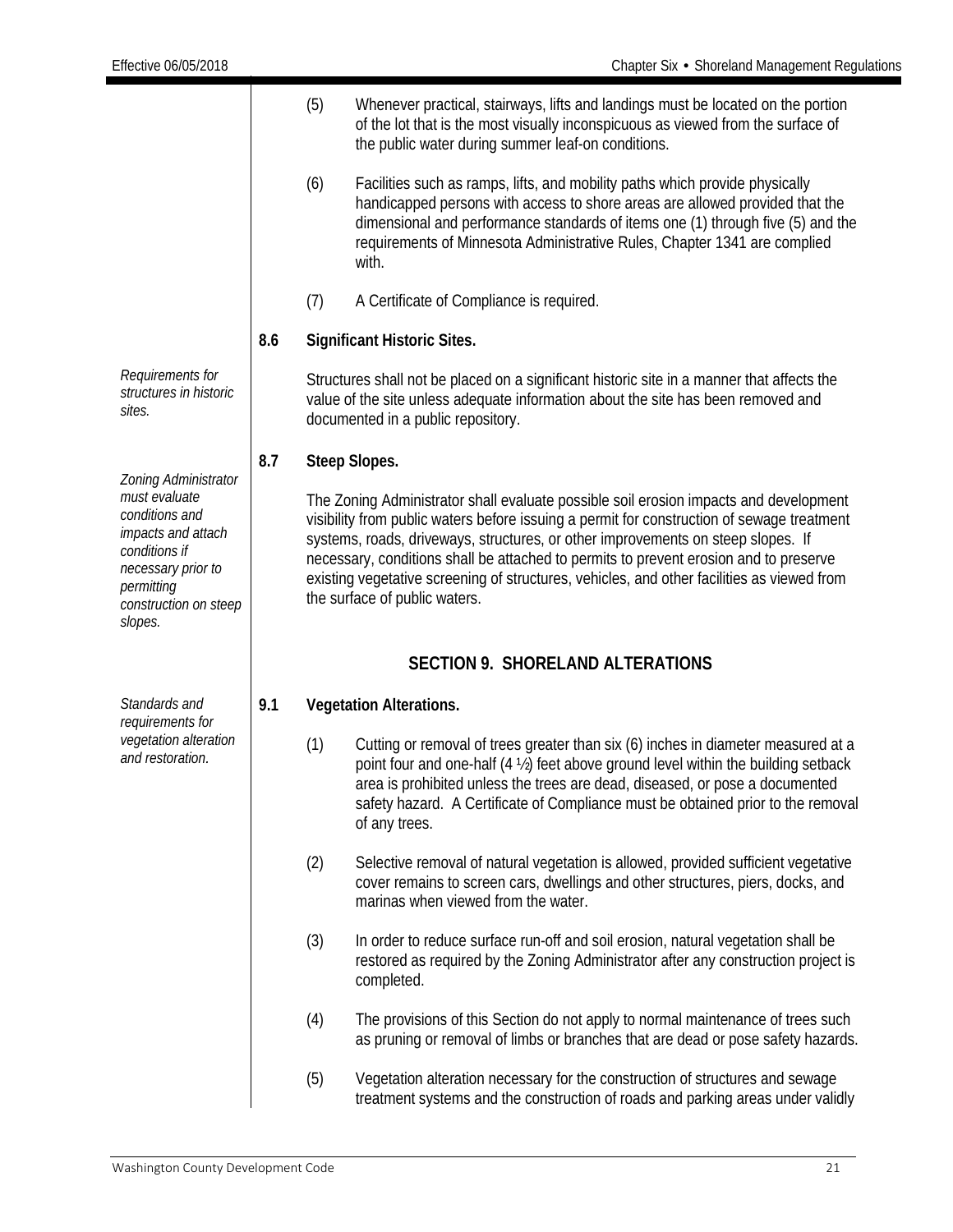(5) Whenever practical, stairways, lifts and landings must be located on the portion of the lot that is the most visually inconspicuous as viewed from the surface of the public water during summer leaf-on conditions.

(6) Facilities such as ramps, lifts, and mobility paths which provide physically handicapped persons with access to shore areas are allowed provided that the dimensional and performance standards of items one (1) through five (5) and the requirements of Minnesota Administrative Rules, Chapter 1341 are complied with.

(7) A Certificate of Compliance is required.

**8.6 Significant Historic Sites.**

*Requirements for structures in historic sites.*

Structures shall not be placed on a significant historic site in a manner that affects the value of the site unless adequate information about the site has been removed and documented in a public repository.

**8.7 Steep Slopes.**

*Zoning Administrator must evaluate conditions and impacts and attach conditions if necessary prior to permitting construction on steep slopes.*

The Zoning Administrator shall evaluate possible soil erosion impacts and development visibility from public waters before issuing a permit for construction of sewage treatment systems, roads, driveways, structures, or other improvements on steep slopes. If necessary, conditions shall be attached to permits to prevent erosion and to preserve existing vegetative screening of structures, vehicles, and other facilities as viewed from the surface of public waters.

## SECTION 9. SHORELAND ALTERATIONS

**9.1 Vegetation Alterations.**

*Standards and requirements for vegetation alteration and restoration.*

(1) Cutting or removal of trees greater than six (6) inches in diameter measured at a point four and one-half (4 ½) feet above ground level within the building setback area is prohibited unless the trees are dead, diseased, or pose a documented safety hazard. A Certificate of Compliance must be obtained prior to the removal of any trees.

(2) Selective removal of natural vegetation is allowed, provided sufficient vegetative cover remains to screen cars, dwellings and other structures, piers, docks, and marinas when viewed from the water.

(3) In order to reduce surface run-off and soil erosion, natural vegetation shall be restored as required by the Zoning Administrator after any construction project is completed.

(4) The provisions of this Section do not apply to normal maintenance of trees such as pruning or removal of limbs or branches that are dead or pose safety hazards.

(5) Vegetation alteration necessary for the construction of structures and sewage treatment systems and the construction of roads and parking areas under validly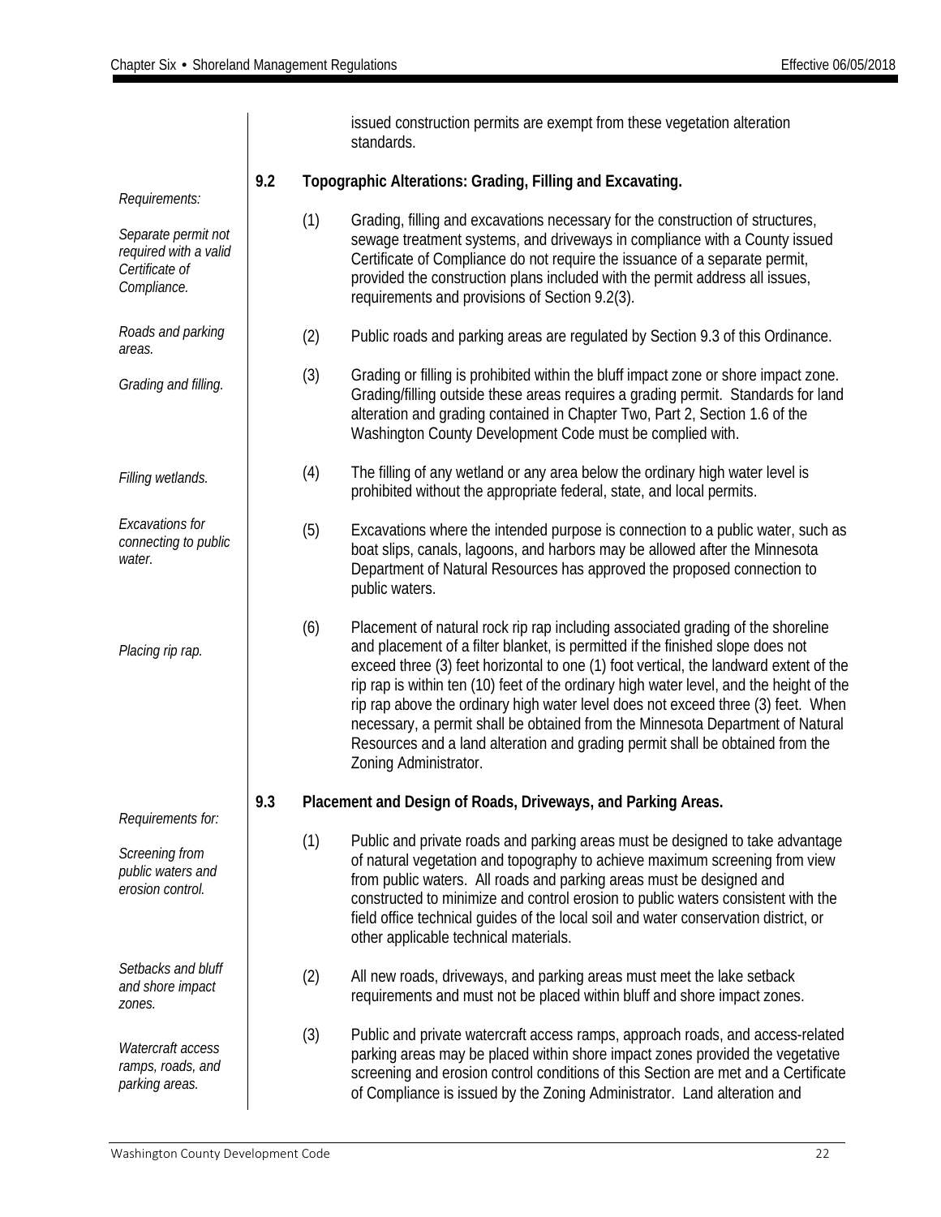issued construction permits are exempt from these vegetation alteration standards.

## 9.2 Topographic Alterations: Grading, Filling and Excavating.

*Requirements:*

*Separate permit not required with a valid Certificate of Compliance.*

(1) Grading, filling and excavations necessary for the construction of structures, sewage treatment systems, and driveways in compliance with a County issued Certificate of Compliance do not require the issuance of a separate permit, provided the construction plans included with the permit address all issues, requirements and provisions of Section 9.2(3).

*Roads and parking areas.*

(2) Public roads and parking areas are regulated by Section 9.3 of this Ordinance.

*Grading and filling.*

(3) Grading or filling is prohibited within the bluff impact zone or shore impact zone. Grading/filling outside these areas requires a grading permit. Standards for land alteration and grading contained in Chapter Two, Part 2, Section 1.6 of the Washington County Development Code must be complied with.

*Filling wetlands.*

(4) The filling of any wetland or any area below the ordinary high water level is prohibited without the appropriate federal, state, and local permits.

*Excavations for connecting to public water.*

(5) Excavations where the intended purpose is connection to a public water, such as boat slips, canals, lagoons, and harbors may be allowed after the Minnesota Department of Natural Resources has approved the proposed connection to public waters.

*Placing rip rap.*

(6) Placement of natural rock rip rap including associated grading of the shoreline and placement of a filter blanket, is permitted if the finished slope does not exceed three (3) feet horizontal to one (1) foot vertical, the landward extent of the rip rap is within ten (10) feet of the ordinary high water level, and the height of the rip rap above the ordinary high water level does not exceed three (3) feet. When necessary, a permit shall be obtained from the Minnesota Department of Natural Resources and a land alteration and grading permit shall be obtained from the Zoning Administrator.

## 9.3 Placement and Design of Roads, Driveways, and Parking Areas.

*Requirements for:*

*Screening from public waters and erosion control.*

(1) Public and private roads and parking areas must be designed to take advantage of natural vegetation and topography to achieve maximum screening from view from public waters. All roads and parking areas must be designed and constructed to minimize and control erosion to public waters consistent with the field office technical guides of the local soil and water conservation district, or other applicable technical materials.

*Setbacks and bluff and shore impact zones.*

(2) All new roads, driveways, and parking areas must meet the lake setback requirements and must not be placed within bluff and shore impact zones.

*Watercraft access ramps, roads, and parking areas.*

(3) Public and private watercraft access ramps, approach roads, and access-related parking areas may be placed within shore impact zones provided the vegetative screening and erosion control conditions of this Section are met and a Certificate of Compliance is issued by the Zoning Administrator. Land alteration and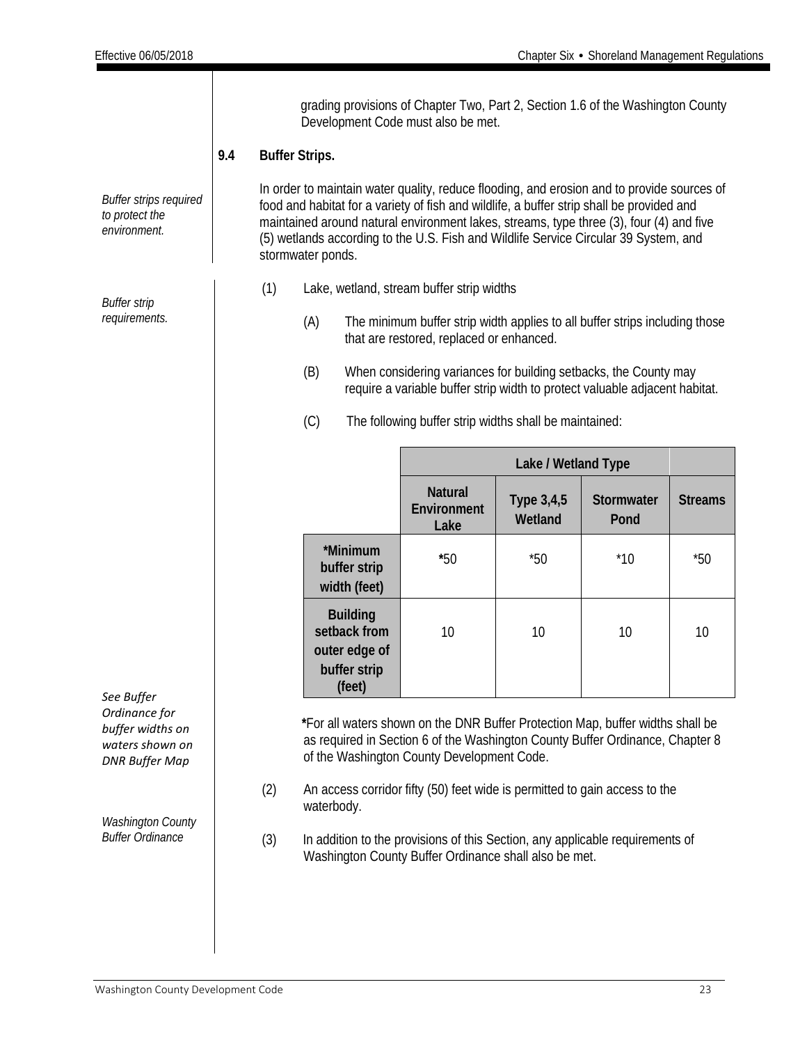grading provisions of Chapter Two, Part 2, Section 1.6 of the Washington County Development Code must also be met.

### 9.4 Buffer Strips.

*Buffer strips required to protect the environment.*

In order to maintain water quality, reduce flooding, and erosion and to provide sources of food and habitat for a variety of fish and wildlife, a buffer strip shall be provided and maintained around natural environment lakes, streams, type three (3), four (4) and five (5) wetlands according to the U.S. Fish and Wildlife Service Circular 39 System, and stormwater ponds.

*Buffer strip requirements.*

(1) Lake, wetland, stream buffer strip widths

(A) The minimum buffer strip width applies to all buffer strips including those that are restored, replaced or enhanced.

(B) When considering variances for building setbacks, the County may require a variable buffer strip width to protect valuable adjacent habitat.

(C) The following buffer strip widths shall be maintained:

| | Lake / Wetland Type | | | |
|---|---|---|---|---|
| | **Natural Environment Lake** | **Type 3,4,5 Wetland** | **Stormwater Pond** | **Streams** |
| ***Minimum buffer strip width (feet)** | *50 | *50 | *10 | *50 |
| **Building setback from outer edge of buffer strip (feet)** | 10 | 10 | 10 | 10 |

*See Buffer Ordinance for buffer widths on waters shown on DNR Buffer Map*

***For all waters shown on the DNR Buffer Protection Map, buffer widths shall be as required in Section 6 of the Washington County Buffer Ordinance, Chapter 8 of the Washington County Development Code.

(2) An access corridor fifty (50) feet wide is permitted to gain access to the waterbody.

*Washington County Buffer Ordinance*

(3) In addition to the provisions of this Section, any applicable requirements of Washington County Buffer Ordinance shall also be met.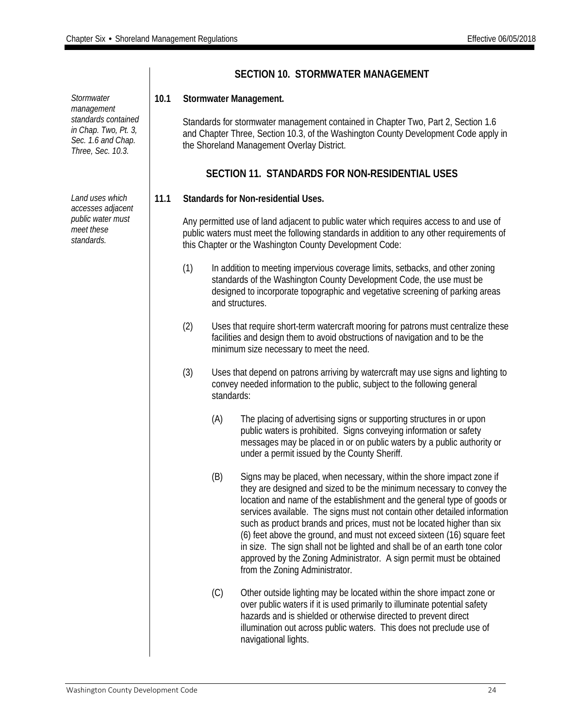## SECTION 10. STORMWATER MANAGEMENT

*Stormwater management standards contained in Chap. Two, Pt. 3, Sec. 1.6 and Chap. Three, Sec. 10.3.*

**10.1 Stormwater Management.**

Standards for stormwater management contained in Chapter Two, Part 2, Section 1.6 and Chapter Three, Section 10.3, of the Washington County Development Code apply in the Shoreland Management Overlay District.

## SECTION 11. STANDARDS FOR NON-RESIDENTIAL USES

*Land uses which accesses adjacent public water must meet these standards.*

**11.1 Standards for Non-residential Uses.**

Any permitted use of land adjacent to public water which requires access to and use of public waters must meet the following standards in addition to any other requirements of this Chapter or the Washington County Development Code:

(1) In addition to meeting impervious coverage limits, setbacks, and other zoning standards of the Washington County Development Code, the use must be designed to incorporate topographic and vegetative screening of parking areas and structures.

(2) Uses that require short-term watercraft mooring for patrons must centralize these facilities and design them to avoid obstructions of navigation and to be the minimum size necessary to meet the need.

(3) Uses that depend on patrons arriving by watercraft may use signs and lighting to convey needed information to the public, subject to the following general standards:

(A) The placing of advertising signs or supporting structures in or upon public waters is prohibited. Signs conveying information or safety messages may be placed in or on public waters by a public authority or under a permit issued by the County Sheriff.

(B) Signs may be placed, when necessary, within the shore impact zone if they are designed and sized to be the minimum necessary to convey the location and name of the establishment and the general type of goods or services available. The signs must not contain other detailed information such as product brands and prices, must not be located higher than six (6) feet above the ground, and must not exceed sixteen (16) square feet in size. The sign shall not be lighted and shall be of an earth tone color approved by the Zoning Administrator. A sign permit must be obtained from the Zoning Administrator.

(C) Other outside lighting may be located within the shore impact zone or over public waters if it is used primarily to illuminate potential safety hazards and is shielded or otherwise directed to prevent direct illumination out across public waters. This does not preclude use of navigational lights.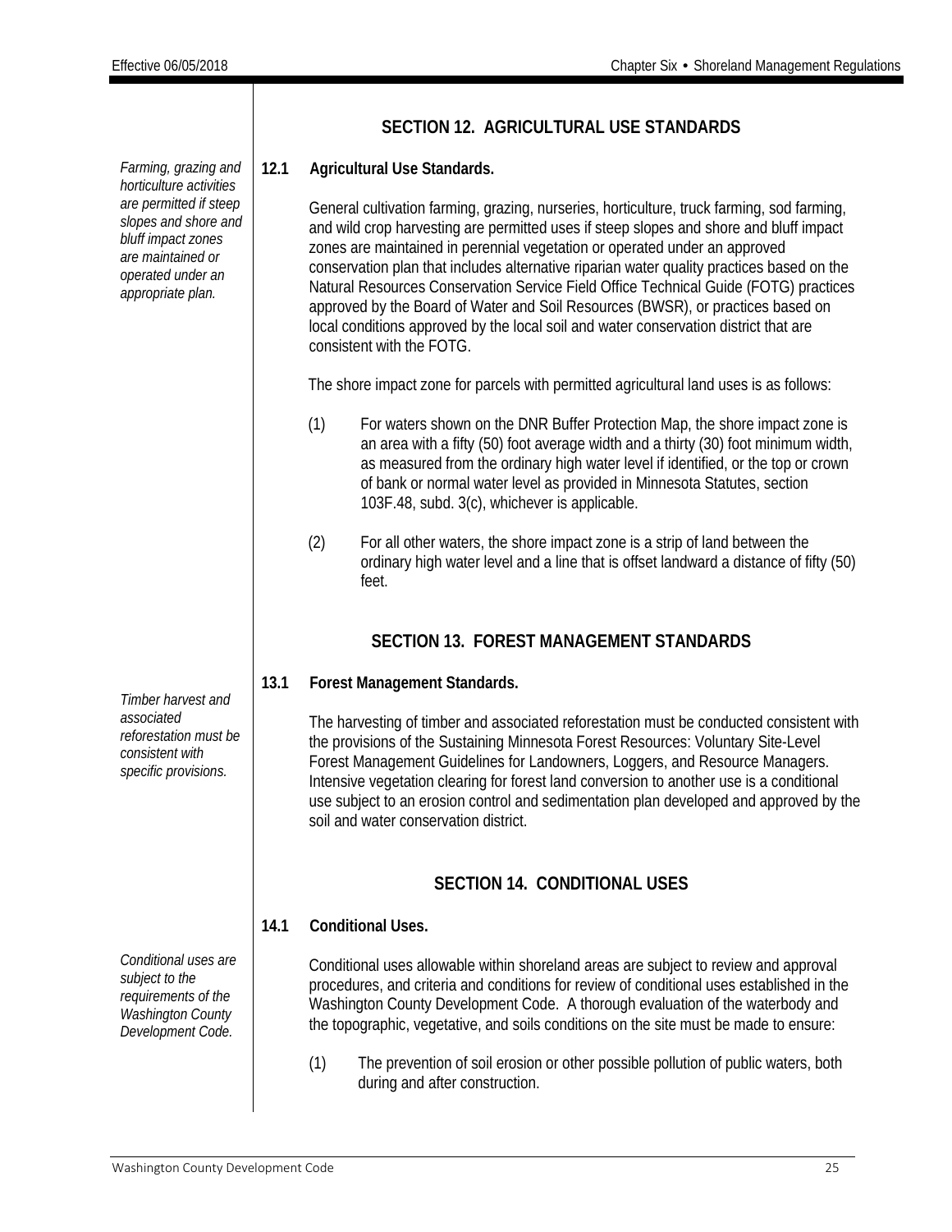## SECTION 12. AGRICULTURAL USE STANDARDS

*Farming, grazing and horticulture activities are permitted if steep slopes and shore and bluff impact zones are maintained or operated under an appropriate plan.*

**12.1 Agricultural Use Standards.**

General cultivation farming, grazing, nurseries, horticulture, truck farming, sod farming, and wild crop harvesting are permitted uses if steep slopes and shore and bluff impact zones are maintained in perennial vegetation or operated under an approved conservation plan that includes alternative riparian water quality practices based on the Natural Resources Conservation Service Field Office Technical Guide (FOTG) practices approved by the Board of Water and Soil Resources (BWSR), or practices based on local conditions approved by the local soil and water conservation district that are consistent with the FOTG.

The shore impact zone for parcels with permitted agricultural land uses is as follows:

(1) For waters shown on the DNR Buffer Protection Map, the shore impact zone is an area with a fifty (50) foot average width and a thirty (30) foot minimum width, as measured from the ordinary high water level if identified, or the top or crown of bank or normal water level as provided in Minnesota Statutes, section 103F.48, subd. 3(c), whichever is applicable.

(2) For all other waters, the shore impact zone is a strip of land between the ordinary high water level and a line that is offset landward a distance of fifty (50) feet.

## SECTION 13. FOREST MANAGEMENT STANDARDS

*Timber harvest and associated reforestation must be consistent with specific provisions.*

**13.1 Forest Management Standards.**

The harvesting of timber and associated reforestation must be conducted consistent with the provisions of the Sustaining Minnesota Forest Resources: Voluntary Site-Level Forest Management Guidelines for Landowners, Loggers, and Resource Managers. Intensive vegetation clearing for forest land conversion to another use is a conditional use subject to an erosion control and sedimentation plan developed and approved by the soil and water conservation district.

## SECTION 14. CONDITIONAL USES

*Conditional uses are subject to the requirements of the Washington County Development Code.*

**14.1 Conditional Uses.**

Conditional uses allowable within shoreland areas are subject to review and approval procedures, and criteria and conditions for review of conditional uses established in the Washington County Development Code. A thorough evaluation of the waterbody and the topographic, vegetative, and soils conditions on the site must be made to ensure:

(1) The prevention of soil erosion or other possible pollution of public waters, both during and after construction.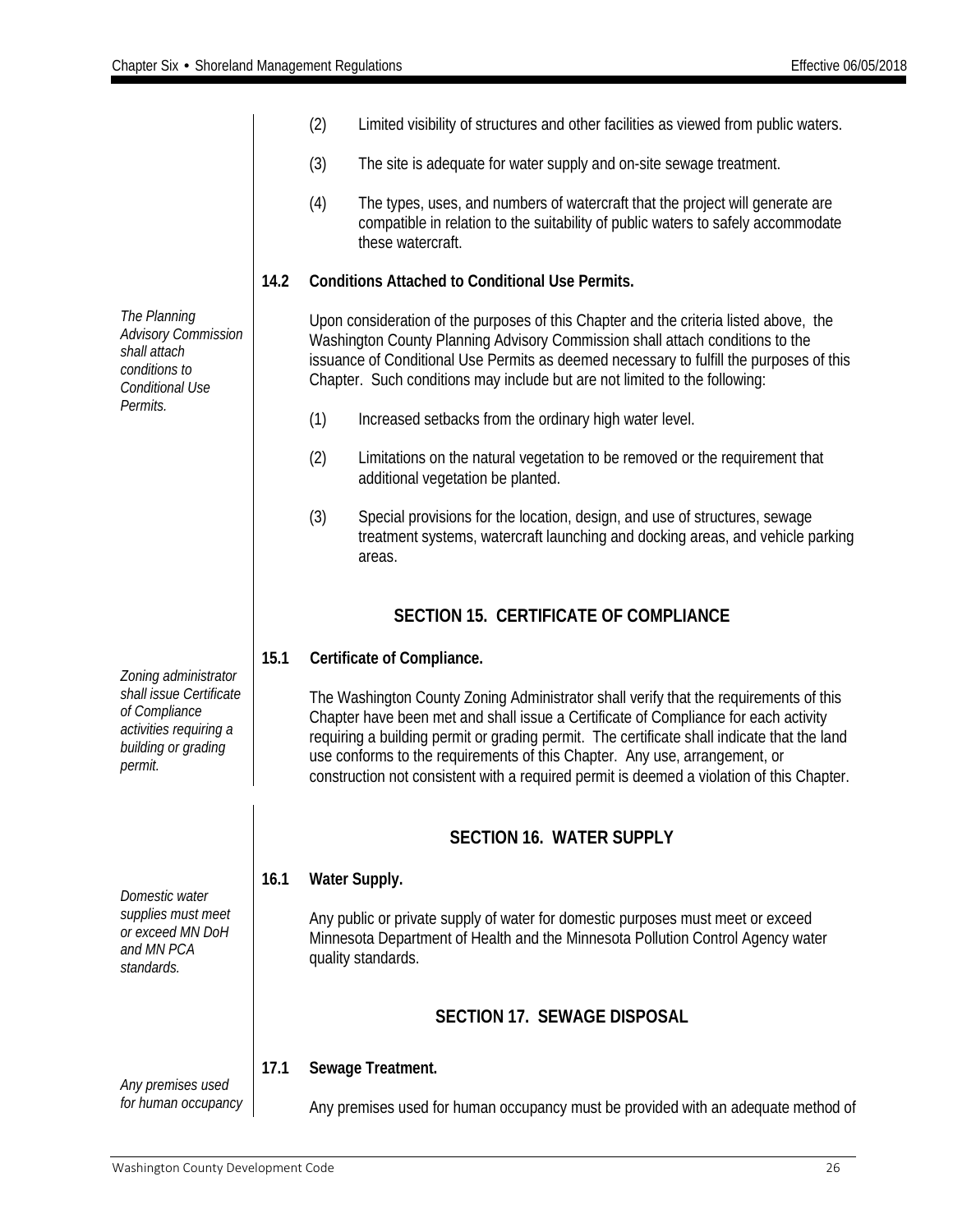(2) Limited visibility of structures and other facilities as viewed from public waters.

(3) The site is adequate for water supply and on-site sewage treatment.

(4) The types, uses, and numbers of watercraft that the project will generate are compatible in relation to the suitability of public waters to safely accommodate these watercraft.

**14.2 Conditions Attached to Conditional Use Permits.**

*The Planning Advisory Commission shall attach conditions to Conditional Use Permits.*

Upon consideration of the purposes of this Chapter and the criteria listed above, the Washington County Planning Advisory Commission shall attach conditions to the issuance of Conditional Use Permits as deemed necessary to fulfill the purposes of this Chapter. Such conditions may include but are not limited to the following:

(1) Increased setbacks from the ordinary high water level.

(2) Limitations on the natural vegetation to be removed or the requirement that additional vegetation be planted.

(3) Special provisions for the location, design, and use of structures, sewage treatment systems, watercraft launching and docking areas, and vehicle parking areas.

## SECTION 15. CERTIFICATE OF COMPLIANCE

**15.1 Certificate of Compliance.**

*Zoning administrator shall issue Certificate of Compliance activities requiring a building or grading permit.*

The Washington County Zoning Administrator shall verify that the requirements of this Chapter have been met and shall issue a Certificate of Compliance for each activity requiring a building permit or grading permit. The certificate shall indicate that the land use conforms to the requirements of this Chapter. Any use, arrangement, or construction not consistent with a required permit is deemed a violation of this Chapter.

## SECTION 16. WATER SUPPLY

**16.1 Water Supply.**

*Domestic water supplies must meet or exceed MN DoH and MN PCA standards.*

Any public or private supply of water for domestic purposes must meet or exceed Minnesota Department of Health and the Minnesota Pollution Control Agency water quality standards.

## SECTION 17. SEWAGE DISPOSAL

**17.1 Sewage Treatment.**

*Any premises used for human occupancy*

Any premises used for human occupancy must be provided with an adequate method of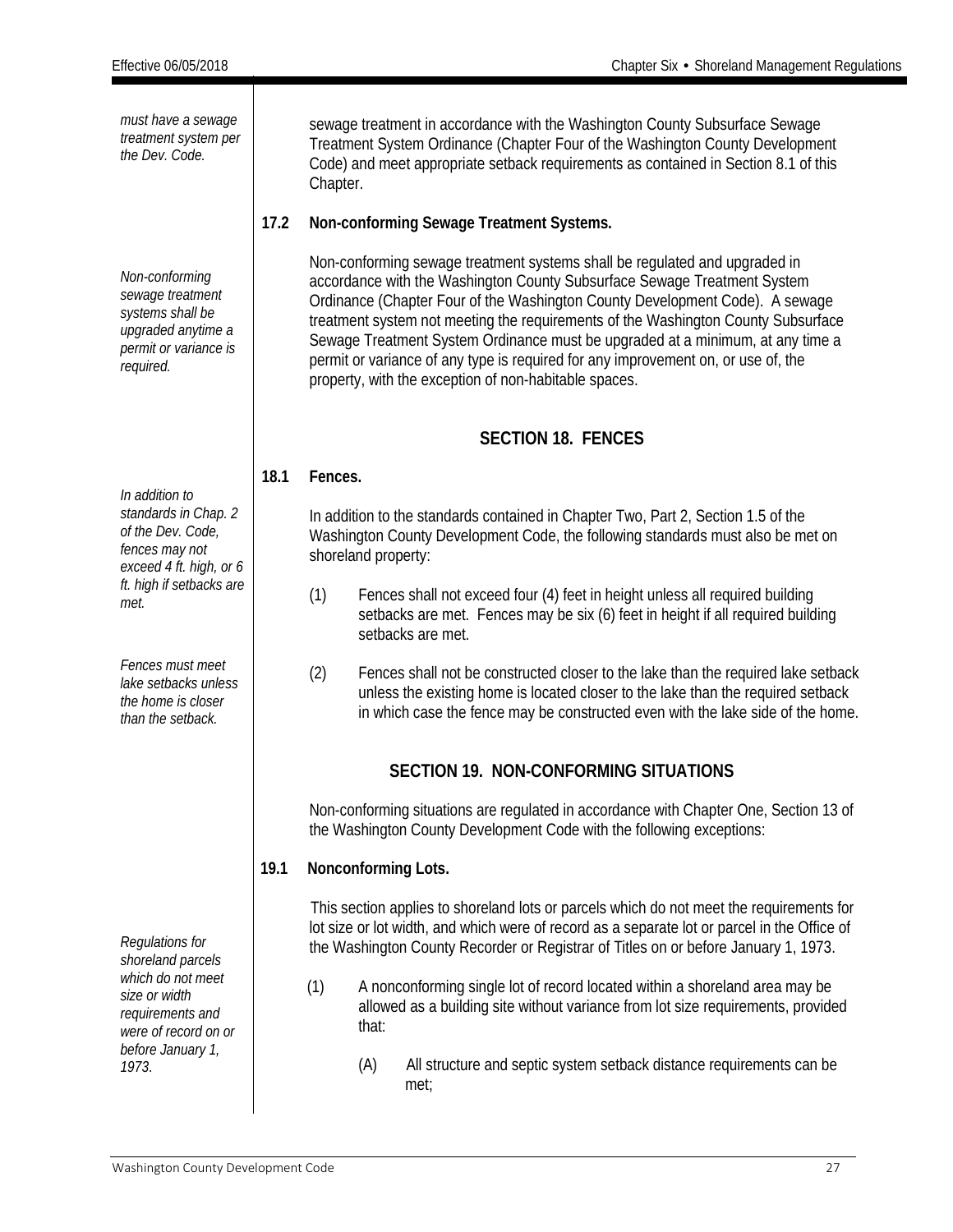*must have a sewage treatment system per the Dev. Code.*

sewage treatment in accordance with the Washington County Subsurface Sewage Treatment System Ordinance (Chapter Four of the Washington County Development Code) and meet appropriate setback requirements as contained in Section 8.1 of this Chapter.

**17.2 Non-conforming Sewage Treatment Systems.**

*Non-conforming sewage treatment systems shall be upgraded anytime a permit or variance is required.*

Non-conforming sewage treatment systems shall be regulated and upgraded in accordance with the Washington County Subsurface Sewage Treatment System Ordinance (Chapter Four of the Washington County Development Code). A sewage treatment system not meeting the requirements of the Washington County Subsurface Sewage Treatment System Ordinance must be upgraded at a minimum, at any time a permit or variance of any type is required for any improvement on, or use of, the property, with the exception of non-habitable spaces.

## SECTION 18. FENCES

**18.1 Fences.**

*In addition to standards in Chap. 2 of the Dev. Code, fences may not exceed 4 ft. high, or 6 ft. high if setbacks are met.*

In addition to the standards contained in Chapter Two, Part 2, Section 1.5 of the Washington County Development Code, the following standards must also be met on shoreland property:

(1) Fences shall not exceed four (4) feet in height unless all required building setbacks are met. Fences may be six (6) feet in height if all required building setbacks are met.

*Fences must meet lake setbacks unless the home is closer than the setback.*

(2) Fences shall not be constructed closer to the lake than the required lake setback unless the existing home is located closer to the lake than the required setback in which case the fence may be constructed even with the lake side of the home.

## SECTION 19. NON-CONFORMING SITUATIONS

Non-conforming situations are regulated in accordance with Chapter One, Section 13 of the Washington County Development Code with the following exceptions:

**19.1 Nonconforming Lots.**

*Regulations for shoreland parcels which do not meet size or width requirements and were of record on or before January 1, 1973.*

This section applies to shoreland lots or parcels which do not meet the requirements for lot size or lot width, and which were of record as a separate lot or parcel in the Office of the Washington County Recorder or Registrar of Titles on or before January 1, 1973.

(1) A nonconforming single lot of record located within a shoreland area may be allowed as a building site without variance from lot size requirements, provided that:

(A) All structure and septic system setback distance requirements can be met;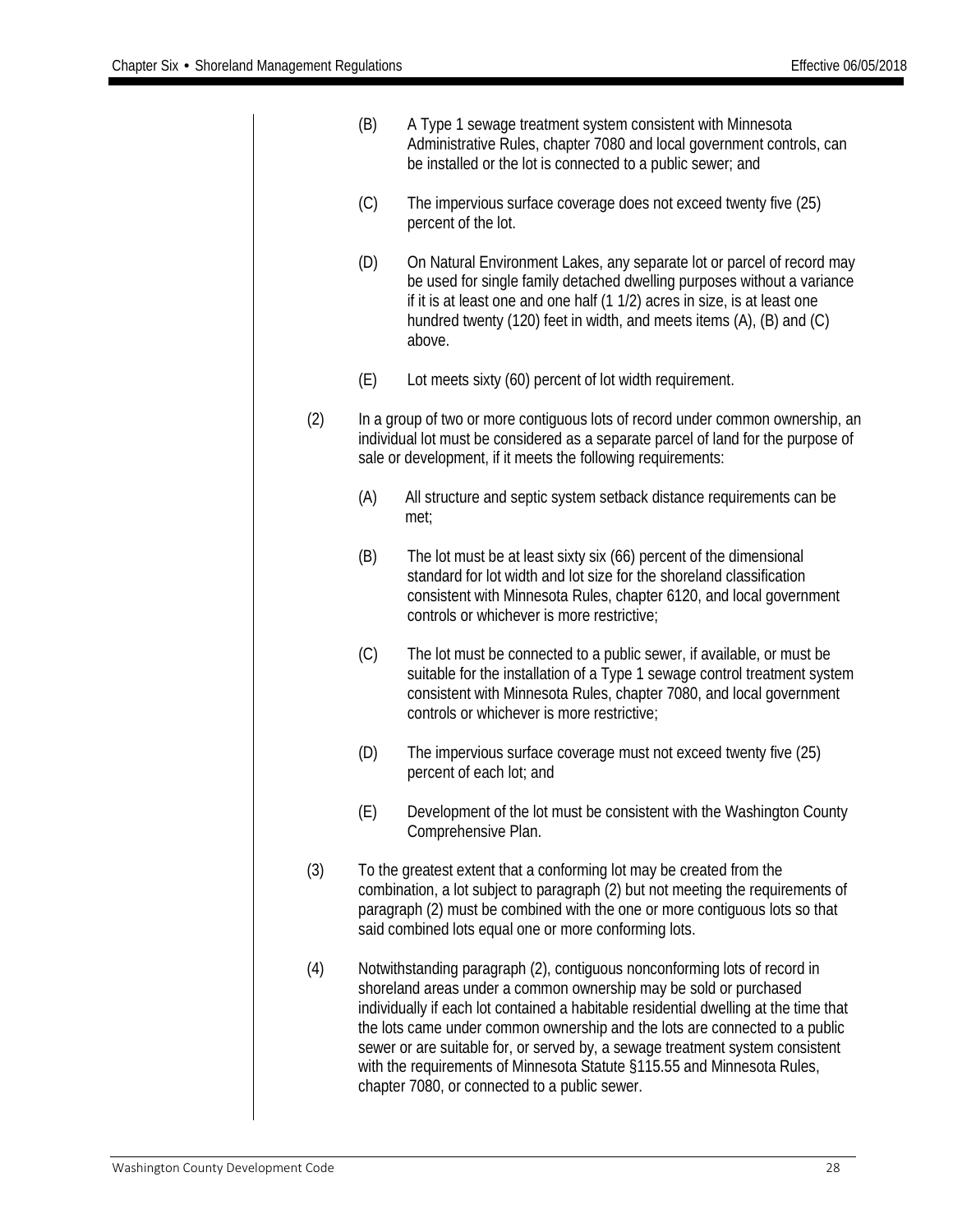(B) A Type 1 sewage treatment system consistent with Minnesota Administrative Rules, chapter 7080 and local government controls, can be installed or the lot is connected to a public sewer; and

(C) The impervious surface coverage does not exceed twenty five (25) percent of the lot.

(D) On Natural Environment Lakes, any separate lot or parcel of record may be used for single family detached dwelling purposes without a variance if it is at least one and one half (1 1/2) acres in size, is at least one hundred twenty (120) feet in width, and meets items (A), (B) and (C) above.

(E) Lot meets sixty (60) percent of lot width requirement.

(2) In a group of two or more contiguous lots of record under common ownership, an individual lot must be considered as a separate parcel of land for the purpose of sale or development, if it meets the following requirements:

(A) All structure and septic system setback distance requirements can be met;

(B) The lot must be at least sixty six (66) percent of the dimensional standard for lot width and lot size for the shoreland classification consistent with Minnesota Rules, chapter 6120, and local government controls or whichever is more restrictive;

(C) The lot must be connected to a public sewer, if available, or must be suitable for the installation of a Type 1 sewage control treatment system consistent with Minnesota Rules, chapter 7080, and local government controls or whichever is more restrictive;

(D) The impervious surface coverage must not exceed twenty five (25) percent of each lot; and

(E) Development of the lot must be consistent with the Washington County Comprehensive Plan.

(3) To the greatest extent that a conforming lot may be created from the combination, a lot subject to paragraph (2) but not meeting the requirements of paragraph (2) must be combined with the one or more contiguous lots so that said combined lots equal one or more conforming lots.

(4) Notwithstanding paragraph (2), contiguous nonconforming lots of record in shoreland areas under a common ownership may be sold or purchased individually if each lot contained a habitable residential dwelling at the time that the lots came under common ownership and the lots are connected to a public sewer or are suitable for, or served by, a sewage treatment system consistent with the requirements of Minnesota Statute §115.55 and Minnesota Rules, chapter 7080, or connected to a public sewer.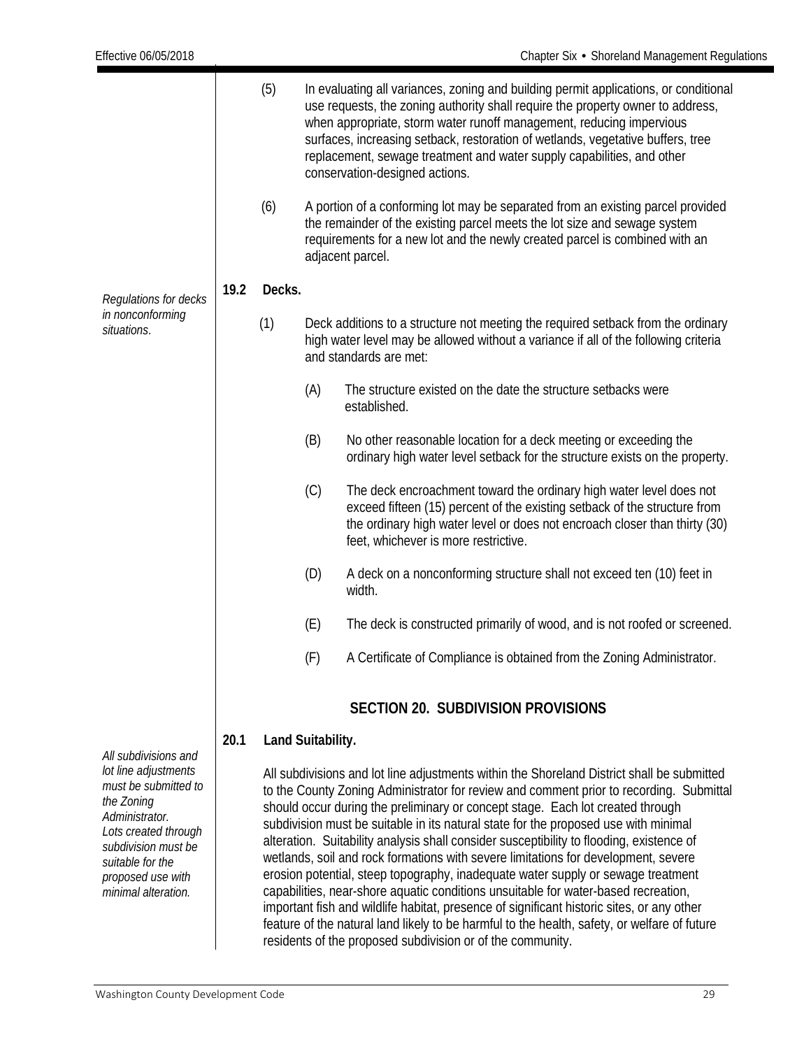(5) In evaluating all variances, zoning and building permit applications, or conditional use requests, the zoning authority shall require the property owner to address, when appropriate, storm water runoff management, reducing impervious surfaces, increasing setback, restoration of wetlands, vegetative buffers, tree replacement, sewage treatment and water supply capabilities, and other conservation-designed actions.

(6) A portion of a conforming lot may be separated from an existing parcel provided the remainder of the existing parcel meets the lot size and sewage system requirements for a new lot and the newly created parcel is combined with an adjacent parcel.

*Regulations for decks in nonconforming situations.*

**19.2 Decks.**

(1) Deck additions to a structure not meeting the required setback from the ordinary high water level may be allowed without a variance if all of the following criteria and standards are met:

(A) The structure existed on the date the structure setbacks were established.

(B) No other reasonable location for a deck meeting or exceeding the ordinary high water level setback for the structure exists on the property.

(C) The deck encroachment toward the ordinary high water level does not exceed fifteen (15) percent of the existing setback of the structure from the ordinary high water level or does not encroach closer than thirty (30) feet, whichever is more restrictive.

(D) A deck on a nonconforming structure shall not exceed ten (10) feet in width.

(E) The deck is constructed primarily of wood, and is not roofed or screened.

(F) A Certificate of Compliance is obtained from the Zoning Administrator.

## SECTION 20. SUBDIVISION PROVISIONS

*All subdivisions and lot line adjustments must be submitted to the Zoning Administrator. Lots created through subdivision must be suitable for the proposed use with minimal alteration.*

**20.1 Land Suitability.**

All subdivisions and lot line adjustments within the Shoreland District shall be submitted to the County Zoning Administrator for review and comment prior to recording. Submittal should occur during the preliminary or concept stage. Each lot created through subdivision must be suitable in its natural state for the proposed use with minimal alteration. Suitability analysis shall consider susceptibility to flooding, existence of wetlands, soil and rock formations with severe limitations for development, severe erosion potential, steep topography, inadequate water supply or sewage treatment capabilities, near-shore aquatic conditions unsuitable for water-based recreation, important fish and wildlife habitat, presence of significant historic sites, or any other feature of the natural land likely to be harmful to the health, safety, or welfare of future residents of the proposed subdivision or of the community.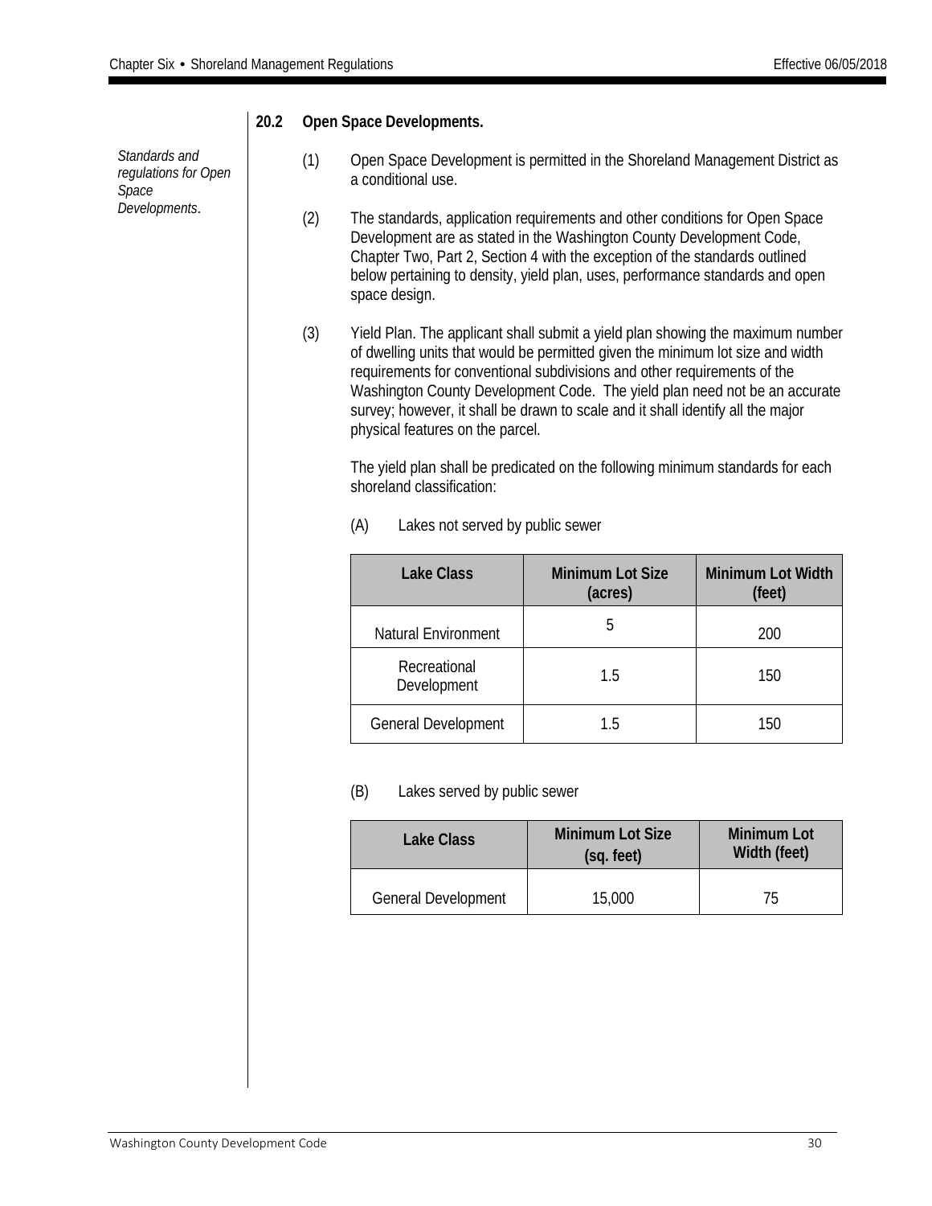### 20.2 Open Space Developments.

*Standards and regulations for Open Space Developments.*

(1) Open Space Development is permitted in the Shoreland Management District as a conditional use.

(2) The standards, application requirements and other conditions for Open Space Development are as stated in the Washington County Development Code, Chapter Two, Part 2, Section 4 with the exception of the standards outlined below pertaining to density, yield plan, uses, performance standards and open space design.

(3) Yield Plan. The applicant shall submit a yield plan showing the maximum number of dwelling units that would be permitted given the minimum lot size and width requirements for conventional subdivisions and other requirements of the Washington County Development Code. The yield plan need not be an accurate survey; however, it shall be drawn to scale and it shall identify all the major physical features on the parcel.

The yield plan shall be predicated on the following minimum standards for each shoreland classification:

(A) Lakes not served by public sewer

| Lake Class | Minimum Lot Size (acres) | Minimum Lot Width (feet) |
|---|---|---|
| Natural Environment | 5 | 200 |
| Recreational Development | 1.5 | 150 |
| General Development | 1.5 | 150 |

(B) Lakes served by public sewer

| Lake Class | Minimum Lot Size (sq. feet) | Minimum Lot Width (feet) |
|---|---|---|
| General Development | 15,000 | 75 |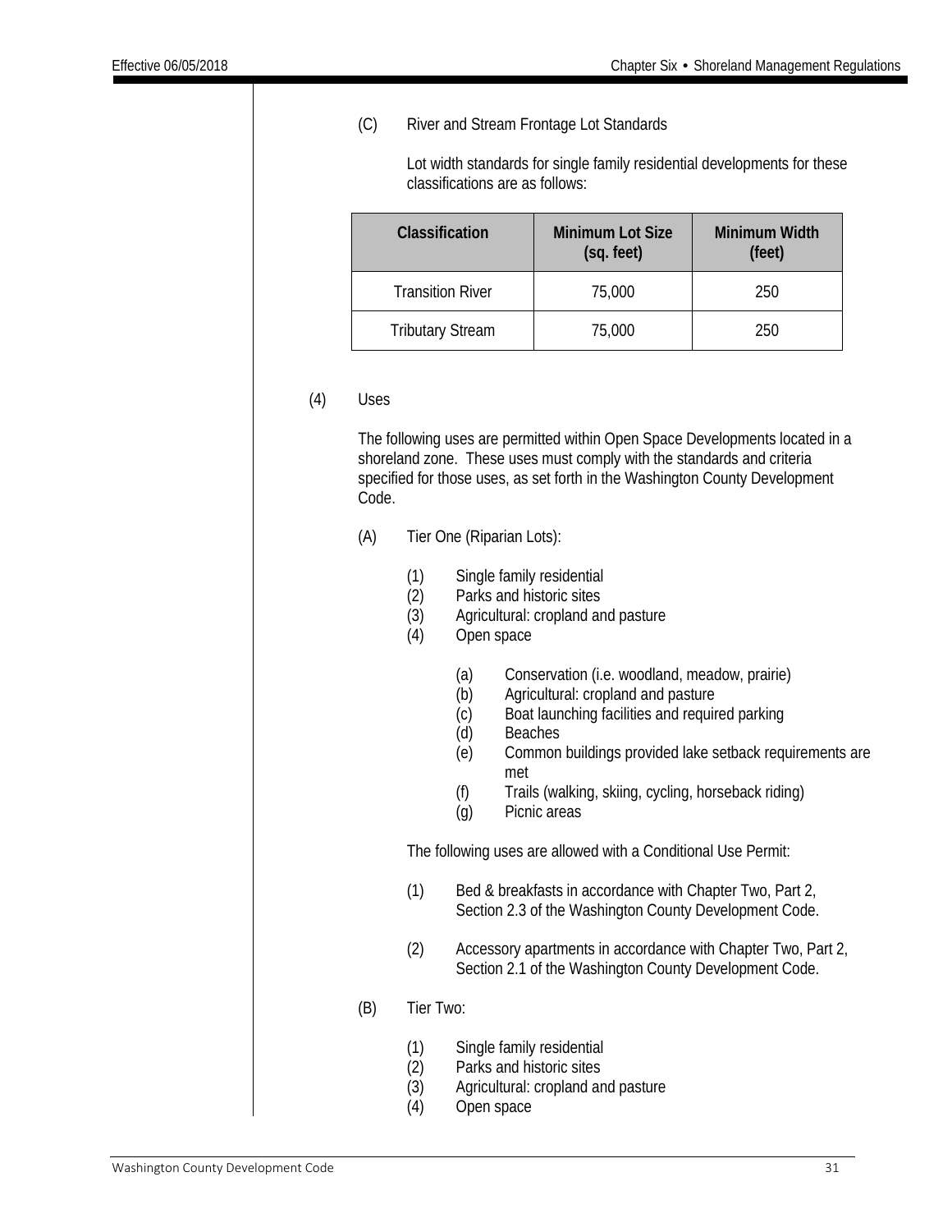(C) River and Stream Frontage Lot Standards

Lot width standards for single family residential developments for these classifications are as follows:

| Classification | Minimum Lot Size (sq. feet) | Minimum Width (feet) |
|---|---|---|
| Transition River | 75,000 | 250 |
| Tributary Stream | 75,000 | 250 |

(4) Uses

The following uses are permitted within Open Space Developments located in a shoreland zone. These uses must comply with the standards and criteria specified for those uses, as set forth in the Washington County Development Code.

(A) Tier One (Riparian Lots):

(1) Single family residential
(2) Parks and historic sites
(3) Agricultural: cropland and pasture
(4) Open space

(a) Conservation (i.e. woodland, meadow, prairie)
(b) Agricultural: cropland and pasture
(c) Boat launching facilities and required parking
(d) Beaches
(e) Common buildings provided lake setback requirements are met
(f) Trails (walking, skiing, cycling, horseback riding)
(g) Picnic areas

The following uses are allowed with a Conditional Use Permit:

(1) Bed & breakfasts in accordance with Chapter Two, Part 2, Section 2.3 of the Washington County Development Code.

(2) Accessory apartments in accordance with Chapter Two, Part 2, Section 2.1 of the Washington County Development Code.

(B) Tier Two:

(1) Single family residential
(2) Parks and historic sites
(3) Agricultural: cropland and pasture
(4) Open space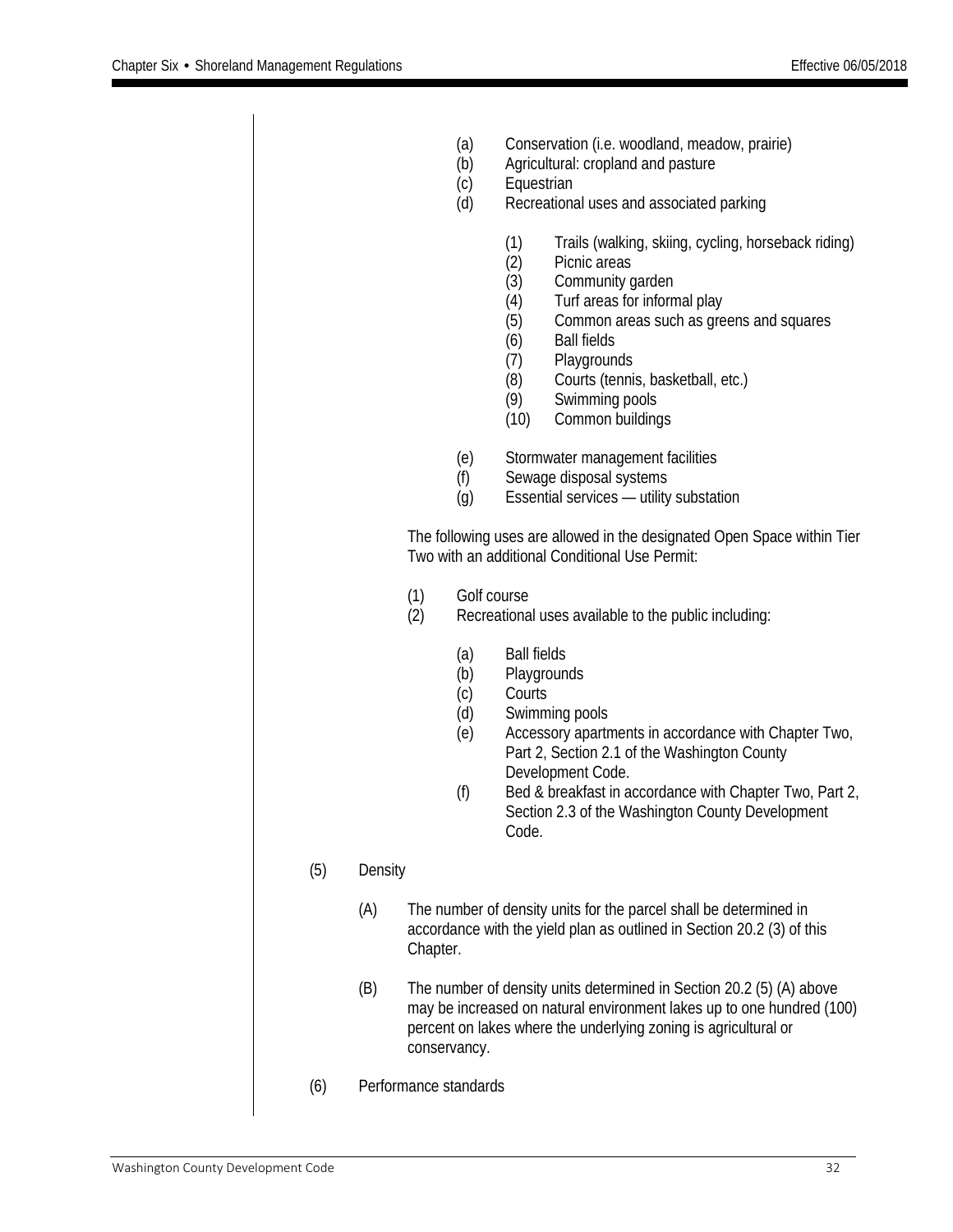(a) Conservation (i.e. woodland, meadow, prairie)
(b) Agricultural: cropland and pasture
(c) Equestrian
(d) Recreational uses and associated parking

  (1) Trails (walking, skiing, cycling, horseback riding)
  (2) Picnic areas
  (3) Community garden
  (4) Turf areas for informal play
  (5) Common areas such as greens and squares
  (6) Ball fields
  (7) Playgrounds
  (8) Courts (tennis, basketball, etc.)
  (9) Swimming pools
  (10) Common buildings

(e) Stormwater management facilities
(f) Sewage disposal systems
(g) Essential services — utility substation

The following uses are allowed in the designated Open Space within Tier Two with an additional Conditional Use Permit:

(1) Golf course
(2) Recreational uses available to the public including:

  (a) Ball fields
  (b) Playgrounds
  (c) Courts
  (d) Swimming pools
  (e) Accessory apartments in accordance with Chapter Two, Part 2, Section 2.1 of the Washington County Development Code.
  (f) Bed & breakfast in accordance with Chapter Two, Part 2, Section 2.3 of the Washington County Development Code.

(5) Density

  (A) The number of density units for the parcel shall be determined in accordance with the yield plan as outlined in Section 20.2 (3) of this Chapter.

  (B) The number of density units determined in Section 20.2 (5) (A) above may be increased on natural environment lakes up to one hundred (100) percent on lakes where the underlying zoning is agricultural or conservancy.

(6) Performance standards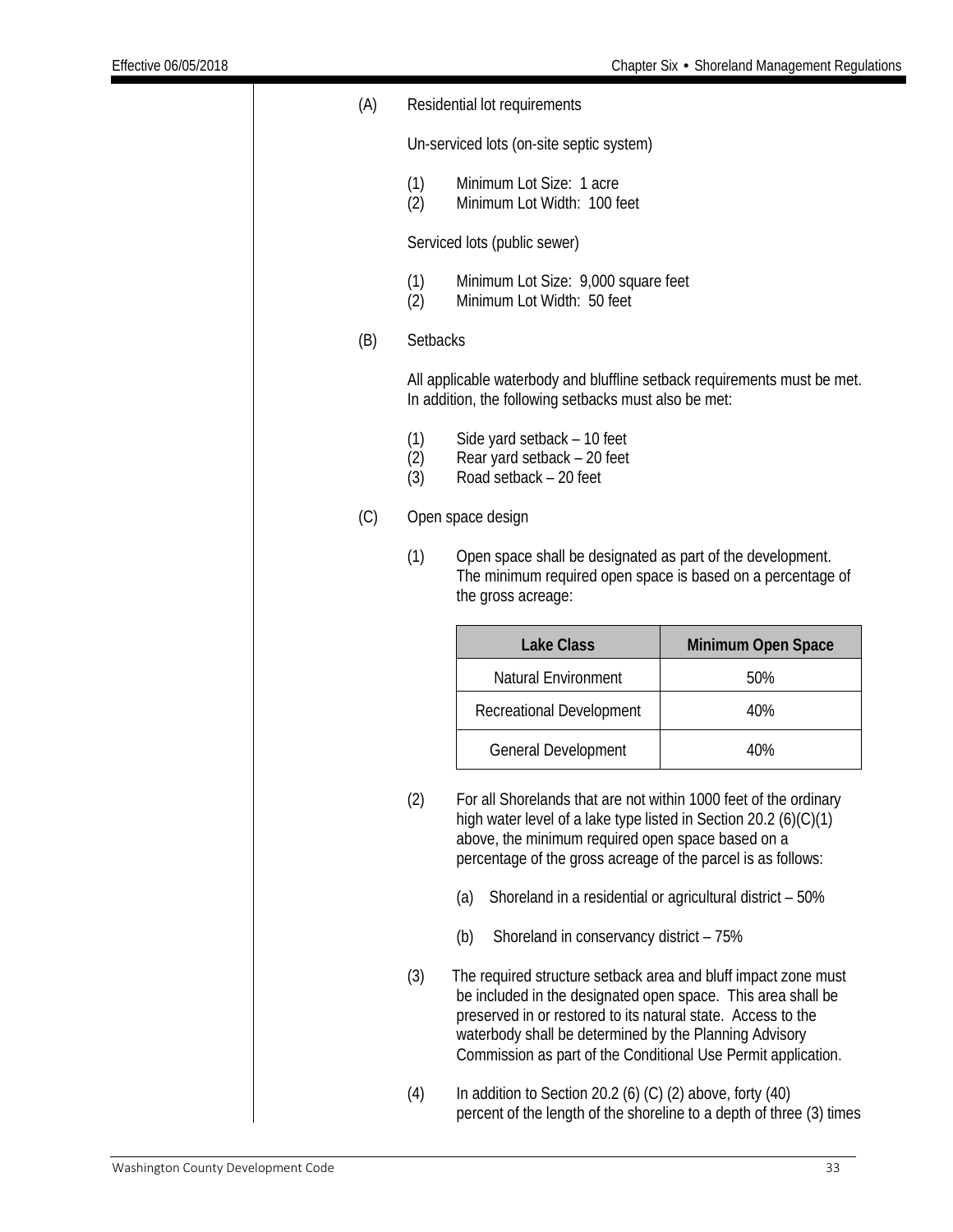(A) Residential lot requirements

Un-serviced lots (on-site septic system)

(1) Minimum Lot Size: 1 acre
(2) Minimum Lot Width: 100 feet

Serviced lots (public sewer)

(1) Minimum Lot Size: 9,000 square feet
(2) Minimum Lot Width: 50 feet

(B) Setbacks

All applicable waterbody and bluffline setback requirements must be met. In addition, the following setbacks must also be met:

(1) Side yard setback – 10 feet
(2) Rear yard setback – 20 feet
(3) Road setback – 20 feet

(C) Open space design

(1) Open space shall be designated as part of the development. The minimum required open space is based on a percentage of the gross acreage:

| Lake Class | Minimum Open Space |
|---|---|
| Natural Environment | 50% |
| Recreational Development | 40% |
| General Development | 40% |

(2) For all Shorelands that are not within 1000 feet of the ordinary high water level of a lake type listed in Section 20.2 (6)(C)(1) above, the minimum required open space based on a percentage of the gross acreage of the parcel is as follows:

(a) Shoreland in a residential or agricultural district – 50%

(b) Shoreland in conservancy district – 75%

(3) The required structure setback area and bluff impact zone must be included in the designated open space. This area shall be preserved in or restored to its natural state. Access to the waterbody shall be determined by the Planning Advisory Commission as part of the Conditional Use Permit application.

(4) In addition to Section 20.2 (6) (C) (2) above, forty (40) percent of the length of the shoreline to a depth of three (3) times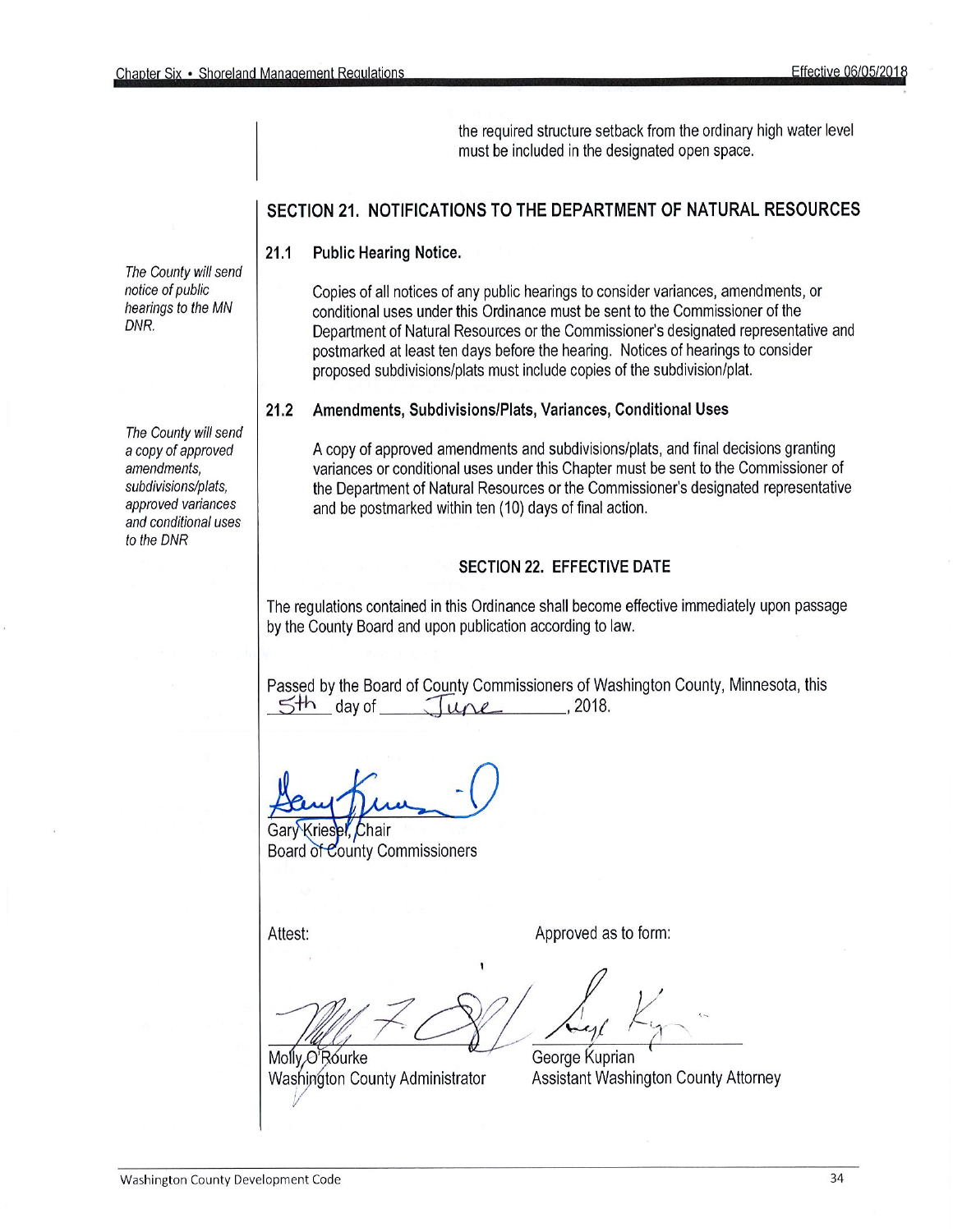the required structure setback from the ordinary high water level must be included in the designated open space.

## SECTION 21. NOTIFICATIONS TO THE DEPARTMENT OF NATURAL RESOURCES

*The County will send notice of public hearings to the MN DNR.*

### 21.1 Public Hearing Notice.

Copies of all notices of any public hearings to consider variances, amendments, or conditional uses under this Ordinance must be sent to the Commissioner of the Department of Natural Resources or the Commissioner's designated representative and postmarked at least ten days before the hearing. Notices of hearings to consider proposed subdivisions/plats must include copies of the subdivision/plat.

*The County will send a copy of approved amendments, subdivisions/plats, approved variances and conditional uses to the DNR*

### 21.2 Amendments, Subdivisions/Plats, Variances, Conditional Uses

A copy of approved amendments and subdivisions/plats, and final decisions granting variances or conditional uses under this Chapter must be sent to the Commissioner of the Department of Natural Resources or the Commissioner's designated representative and be postmarked within ten (10) days of final action.

## SECTION 22. EFFECTIVE DATE

The regulations contained in this Ordinance shall become effective immediately upon passage by the County Board and upon publication according to law.

Passed by the Board of County Commissioners of Washington County, Minnesota, this 5th day of June, 2018.

Gary Kriesel, Chair
Board of County Commissioners

Attest:

Molly O'Rourke
Washington County Administrator

Approved as to form:

George Kuprian
Assistant Washington County Attorney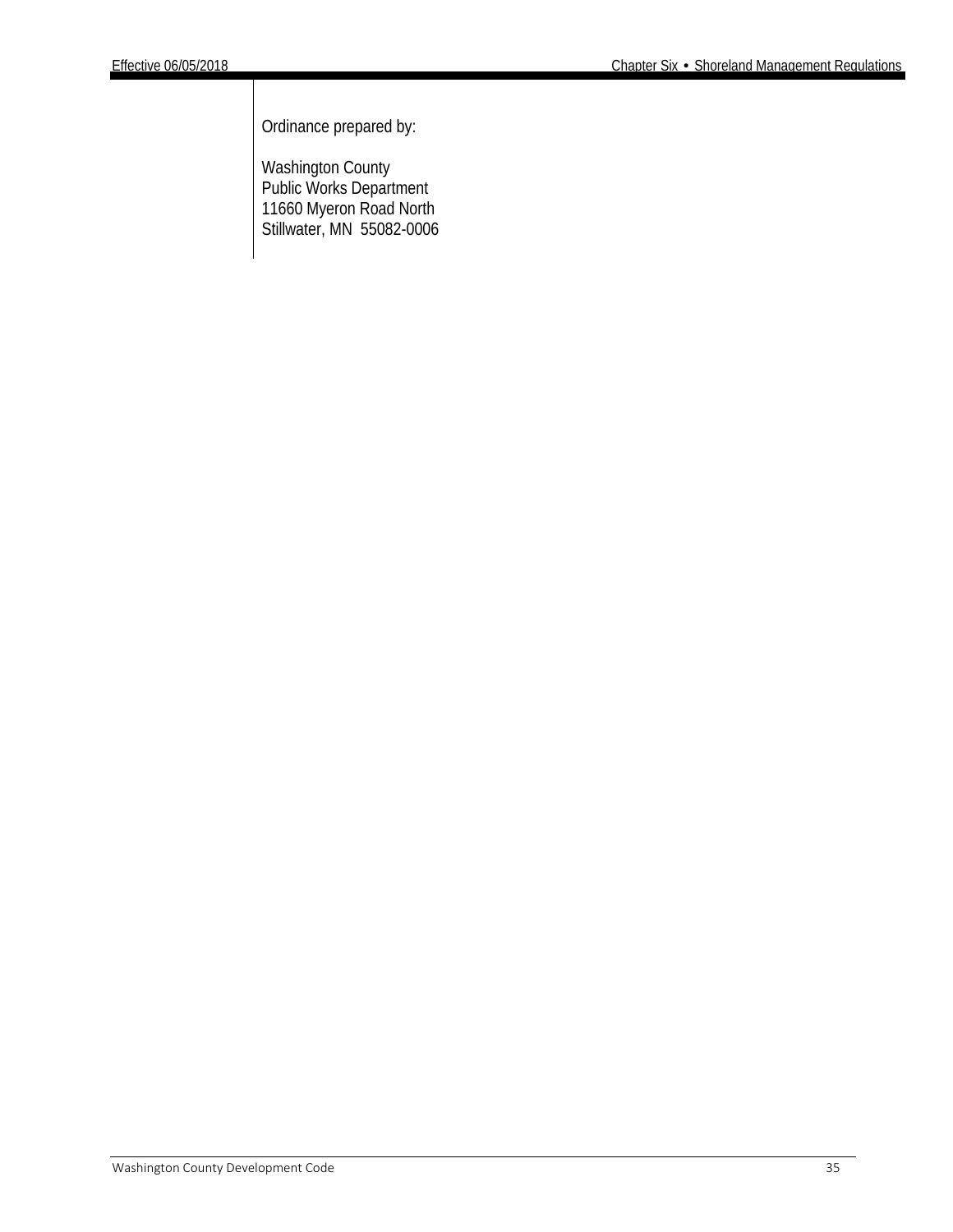Ordinance prepared by:

Washington County
Public Works Department
11660 Myeron Road North
Stillwater, MN  55082-0006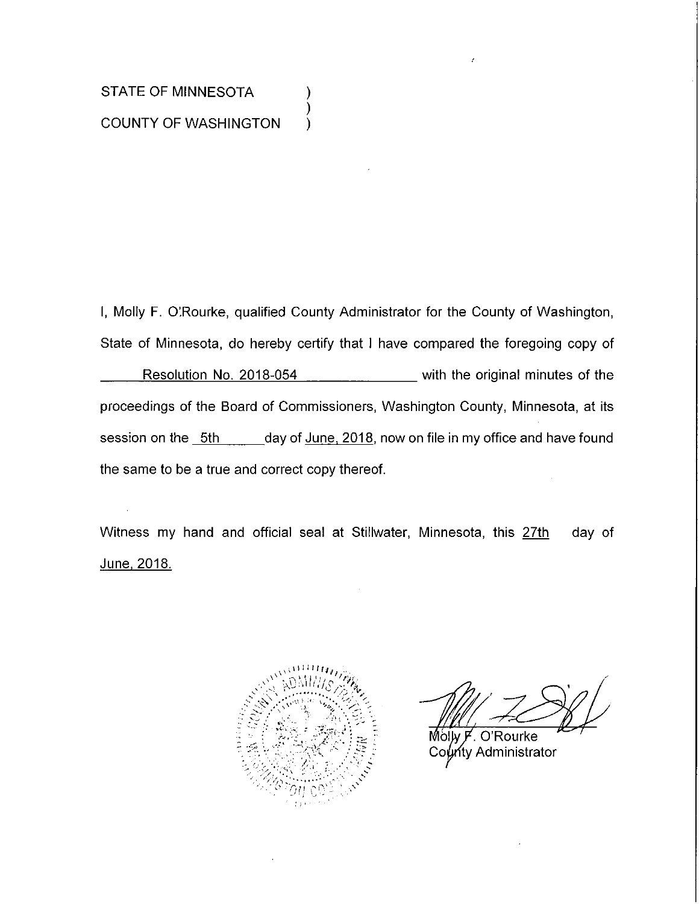STATE OF MINNESOTA )
)
COUNTY OF WASHINGTON )

I, Molly F. O'Rourke, qualified County Administrator for the County of Washington, State of Minnesota, do hereby certify that I have compared the foregoing copy of Resolution No. 2018-054 with the original minutes of the proceedings of the Board of Commissioners, Washington County, Minnesota, at its session on the 5th day of June, 2018, now on file in my office and have found the same to be a true and correct copy thereof.

Witness my hand and official seal at Stillwater, Minnesota, this 27th day of June, 2018.

Molly F. O'Rourke
County Administrator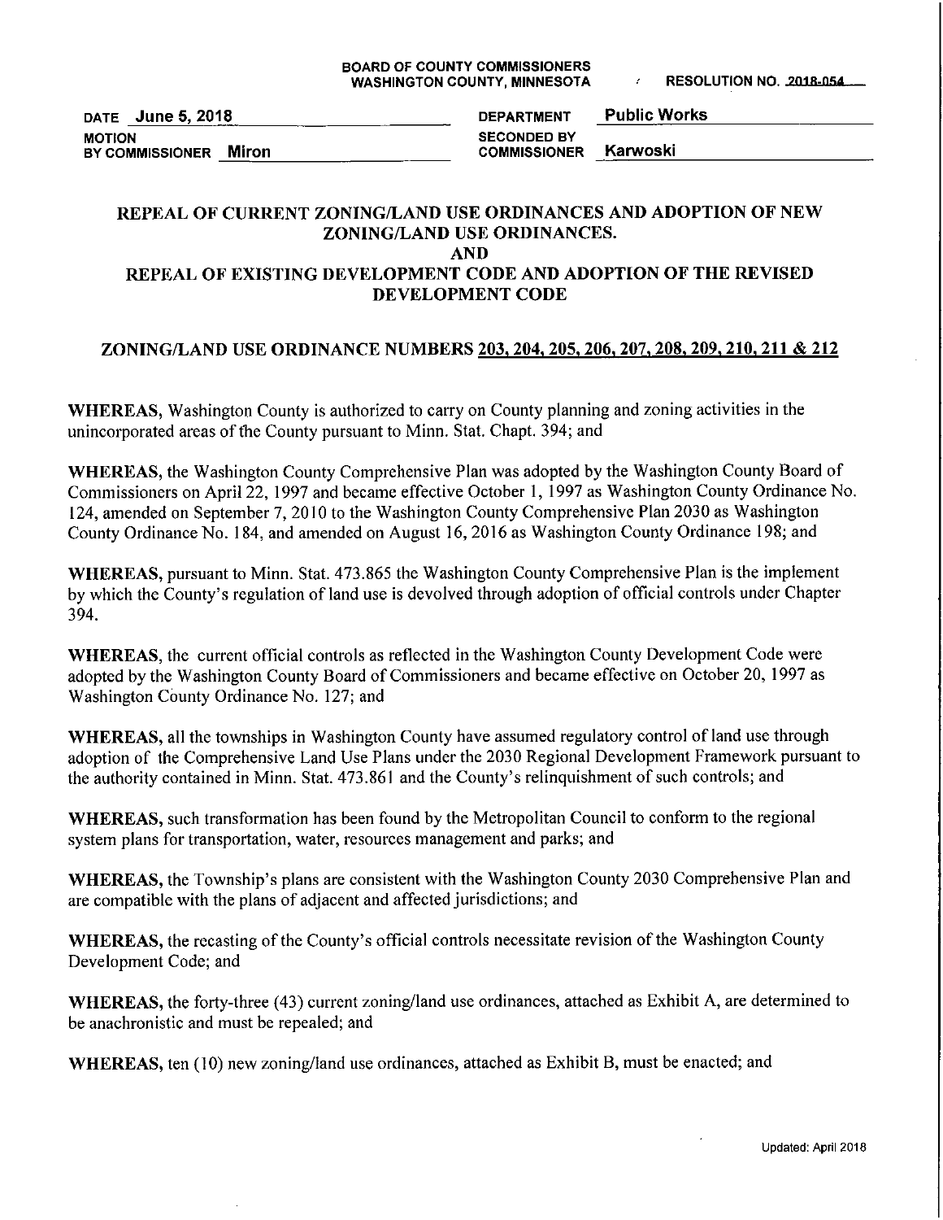BOARD OF COUNTY COMMISSIONERS
WASHINGTON COUNTY, MINNESOTA

RESOLUTION NO. 2018-054

DATE June 5, 2018

DEPARTMENT Public Works

MOTION BY COMMISSIONER Miron

SECONDED BY COMMISSIONER Karwoski

# REPEAL OF CURRENT ZONING/LAND USE ORDINANCES AND ADOPTION OF NEW ZONING/LAND USE ORDINANCES. AND REPEAL OF EXISTING DEVELOPMENT CODE AND ADOPTION OF THE REVISED DEVELOPMENT CODE

## ZONING/LAND USE ORDINANCE NUMBERS 203, 204, 205, 206, 207, 208, 209, 210, 211 & 212

**WHEREAS,** Washington County is authorized to carry on County planning and zoning activities in the unincorporated areas of the County pursuant to Minn. Stat. Chapt. 394; and

**WHEREAS,** the Washington County Comprehensive Plan was adopted by the Washington County Board of Commissioners on April 22, 1997 and became effective October 1, 1997 as Washington County Ordinance No. 124, amended on September 7, 2010 to the Washington County Comprehensive Plan 2030 as Washington County Ordinance No. 184, and amended on August 16, 2016 as Washington County Ordinance 198; and

**WHEREAS,** pursuant to Minn. Stat. 473.865 the Washington County Comprehensive Plan is the implement by which the County's regulation of land use is devolved through adoption of official controls under Chapter 394.

**WHEREAS,** the current official controls as reflected in the Washington County Development Code were adopted by the Washington County Board of Commissioners and became effective on October 20, 1997 as Washington County Ordinance No. 127; and

**WHEREAS,** all the townships in Washington County have assumed regulatory control of land use through adoption of the Comprehensive Land Use Plans under the 2030 Regional Development Framework pursuant to the authority contained in Minn. Stat. 473.861 and the County's relinquishment of such controls; and

**WHEREAS,** such transformation has been found by the Metropolitan Council to conform to the regional system plans for transportation, water, resources management and parks; and

**WHEREAS,** the Township's plans are consistent with the Washington County 2030 Comprehensive Plan and are compatible with the plans of adjacent and affected jurisdictions; and

**WHEREAS,** the recasting of the County's official controls necessitate revision of the Washington County Development Code; and

**WHEREAS,** the forty-three (43) current zoning/land use ordinances, attached as Exhibit A, are determined to be anachronistic and must be repealed; and

**WHEREAS,** ten (10) new zoning/land use ordinances, attached as Exhibit B, must be enacted; and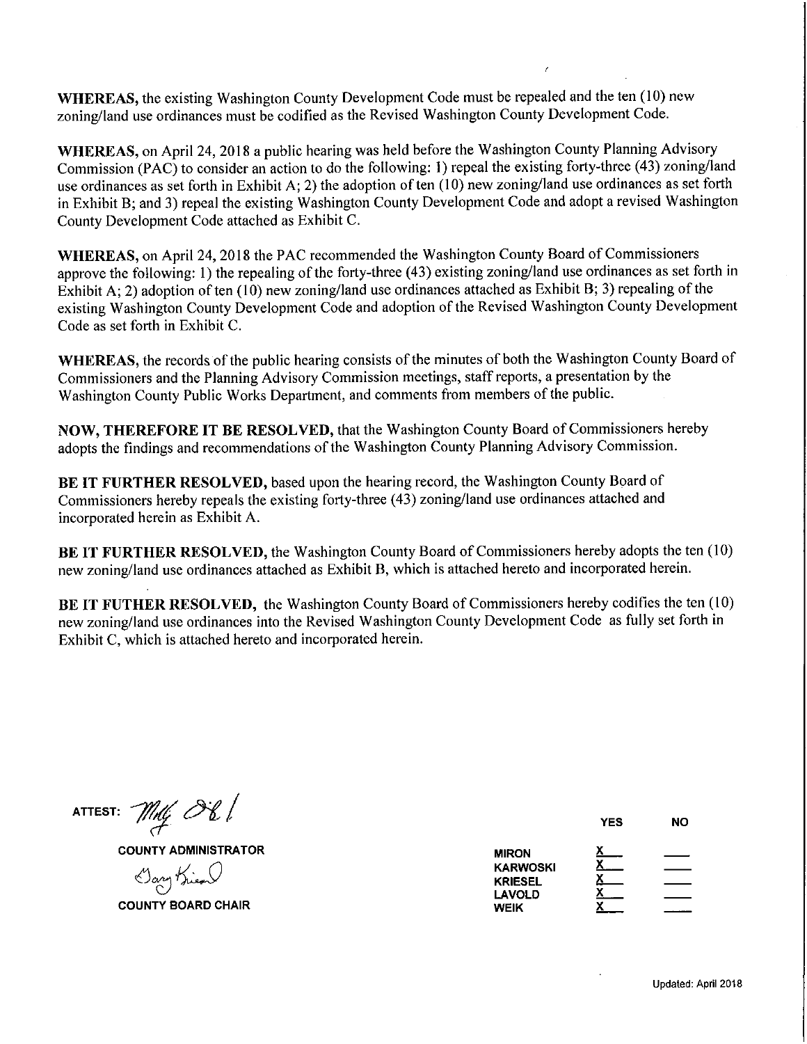**WHEREAS,** the existing Washington County Development Code must be repealed and the ten (10) new zoning/land use ordinances must be codified as the Revised Washington County Development Code.

**WHEREAS,** on April 24, 2018 a public hearing was held before the Washington County Planning Advisory Commission (PAC) to consider an action to do the following: 1) repeal the existing forty-three (43) zoning/land use ordinances as set forth in Exhibit A; 2) the adoption of ten (10) new zoning/land use ordinances as set forth in Exhibit B; and 3) repeal the existing Washington County Development Code and adopt a revised Washington County Development Code attached as Exhibit C.

**WHEREAS,** on April 24, 2018 the PAC recommended the Washington County Board of Commissioners approve the following: 1) the repealing of the forty-three (43) existing zoning/land use ordinances as set forth in Exhibit A; 2) adoption of ten (10) new zoning/land use ordinances attached as Exhibit B; 3) repealing of the existing Washington County Development Code and adoption of the Revised Washington County Development Code as set forth in Exhibit C.

**WHEREAS,** the records of the public hearing consists of the minutes of both the Washington County Board of Commissioners and the Planning Advisory Commission meetings, staff reports, a presentation by the Washington County Public Works Department, and comments from members of the public.

**NOW, THEREFORE IT BE RESOLVED,** that the Washington County Board of Commissioners hereby adopts the findings and recommendations of the Washington County Planning Advisory Commission.

**BE IT FURTHER RESOLVED,** based upon the hearing record, the Washington County Board of Commissioners hereby repeals the existing forty-three (43) zoning/land use ordinances attached and incorporated herein as Exhibit A.

**BE IT FURTHER RESOLVED,** the Washington County Board of Commissioners hereby adopts the ten (10) new zoning/land use ordinances attached as Exhibit B, which is attached hereto and incorporated herein.

**BE IT FUTHER RESOLVED,** the Washington County Board of Commissioners hereby codifies the ten (10) new zoning/land use ordinances into the Revised Washington County Development Code as fully set forth in Exhibit C, which is attached hereto and incorporated herein.

ATTEST:

COUNTY ADMINISTRATOR

COUNTY BOARD CHAIR

| | YES | NO |
|---|---|---|
| MIRON | X | |
| KARWOSKI | X | |
| KRIESEL | X | |
| LAVOLD | X | |
| WEIK | X | |

Updated: April 2018